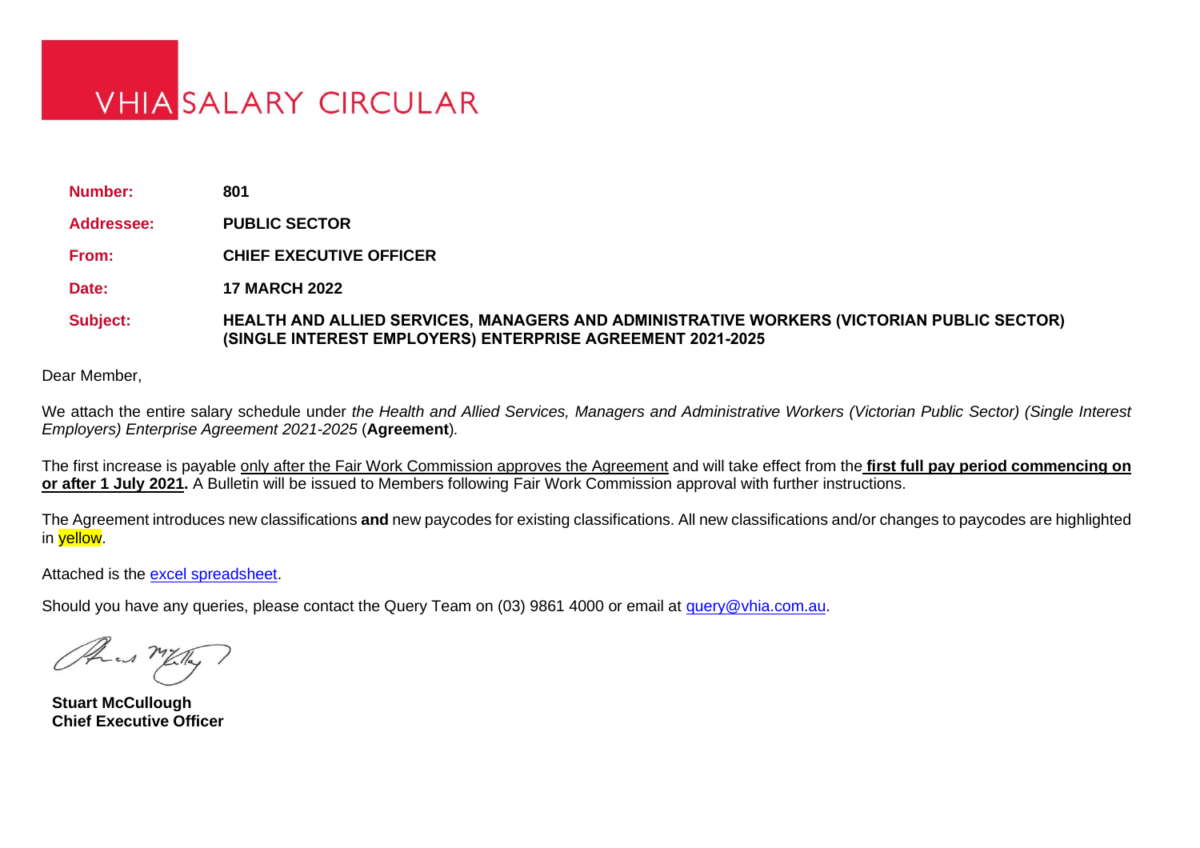# VHIA SALARY CIRCULAR

| | |
|---|---|
| **Number:** | **801** |
| **Addressee:** | **PUBLIC SECTOR** |
| **From:** | **CHIEF EXECUTIVE OFFICER** |
| **Date:** | **17 MARCH 2022** |
| **Subject:** | **HEALTH AND ALLIED SERVICES, MANAGERS AND ADMINISTRATIVE WORKERS (VICTORIAN PUBLIC SECTOR) (SINGLE INTEREST EMPLOYERS) ENTERPRISE AGREEMENT 2021-2025** |

Dear Member,

We attach the entire salary schedule under *the Health and Allied Services, Managers and Administrative Workers (Victorian Public Sector) (Single Interest Employers) Enterprise Agreement 2021-2025* (**Agreement**).

The first increase is payable only after the Fair Work Commission approves the Agreement and will take effect from the **first full pay period commencing on or after 1 July 2021.** A Bulletin will be issued to Members following Fair Work Commission approval with further instructions.

The Agreement introduces new classifications **and** new paycodes for existing classifications. All new classifications and/or changes to paycodes are highlighted in yellow.

Attached is the [excel spreadsheet].

Should you have any queries, please contact the Query Team on (03) 9861 4000 or email at query@vhia.com.au.

**Stuart McCullough**
**Chief Executive Officer**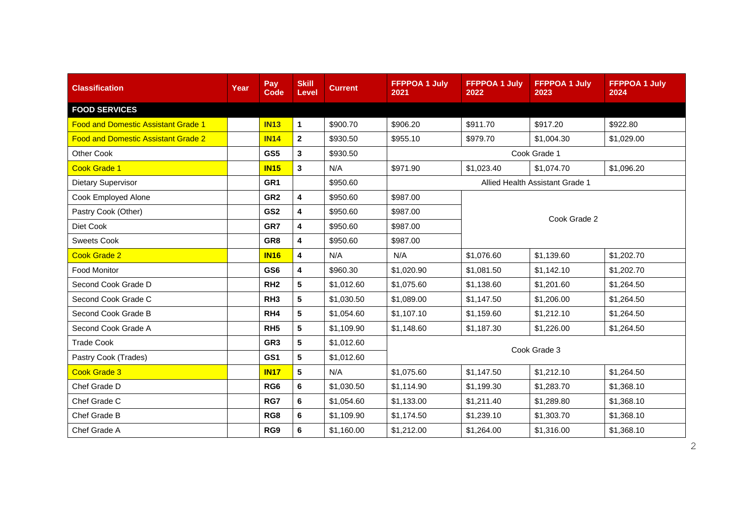| Classification | Year | Pay Code | Skill Level | Current | FFPPOA 1 July 2021 | FFPPOA 1 July 2022 | FFPPOA 1 July 2023 | FFPPOA 1 July 2024 |
|---|---|---|---|---|---|---|---|---|
| **FOOD SERVICES** | | | | | | | | |
| Food and Domestic Assistant Grade 1 | | **IN13** | **1** | $900.70 | $906.20 | $911.70 | $917.20 | $922.80 |
| Food and Domestic Assistant Grade 2 | | **IN14** | **2** | $930.50 | $955.10 | $979.70 | $1,004.30 | $1,029.00 |
| Other Cook | | **GS5** | **3** | $930.50 | Cook Grade 1 | | | |
| Cook Grade 1 | | **IN15** | **3** | N/A | $971.90 | $1,023.40 | $1,074.70 | $1,096.20 |
| Dietary Supervisor | | **GR1** | | $950.60 | Allied Health Assistant Grade 1 | | | |
| Cook Employed Alone | | **GR2** | **4** | $950.60 | $987.00 | Cook Grade 2 | | |
| Pastry Cook (Other) | | **GS2** | **4** | $950.60 | $987.00 | | | |
| Diet Cook | | **GR7** | **4** | $950.60 | $987.00 | | | |
| Sweets Cook | | **GR8** | **4** | $950.60 | $987.00 | | | |
| Cook Grade 2 | | **IN16** | **4** | N/A | N/A | $1,076.60 | $1,139.60 | $1,202.70 |
| Food Monitor | | **GS6** | **4** | $960.30 | $1,020.90 | $1,081.50 | $1,142.10 | $1,202.70 |
| Second Cook Grade D | | **RH2** | **5** | $1,012.60 | $1,075.60 | $1,138.60 | $1,201.60 | $1,264.50 |
| Second Cook Grade C | | **RH3** | **5** | $1,030.50 | $1,089.00 | $1,147.50 | $1,206.00 | $1,264.50 |
| Second Cook Grade B | | **RH4** | **5** | $1,054.60 | $1,107.10 | $1,159.60 | $1,212.10 | $1,264.50 |
| Second Cook Grade A | | **RH5** | **5** | $1,109.90 | $1,148.60 | $1,187.30 | $1,226.00 | $1,264.50 |
| Trade Cook | | **GR3** | **5** | $1,012.60 | Cook Grade 3 | | | |
| Pastry Cook (Trades) | | **GS1** | **5** | $1,012.60 | | | | |
| Cook Grade 3 | | **IN17** | **5** | N/A | $1,075.60 | $1,147.50 | $1,212.10 | $1,264.50 |
| Chef Grade D | | **RG6** | **6** | $1,030.50 | $1,114.90 | $1,199.30 | $1,283.70 | $1,368.10 |
| Chef Grade C | | **RG7** | **6** | $1,054.60 | $1,133.00 | $1,211.40 | $1,289.80 | $1,368.10 |
| Chef Grade B | | **RG8** | **6** | $1,109.90 | $1,174.50 | $1,239.10 | $1,303.70 | $1,368.10 |
| Chef Grade A | | **RG9** | **6** | $1,160.00 | $1,212.00 | $1,264.00 | $1,316.00 | $1,368.10 |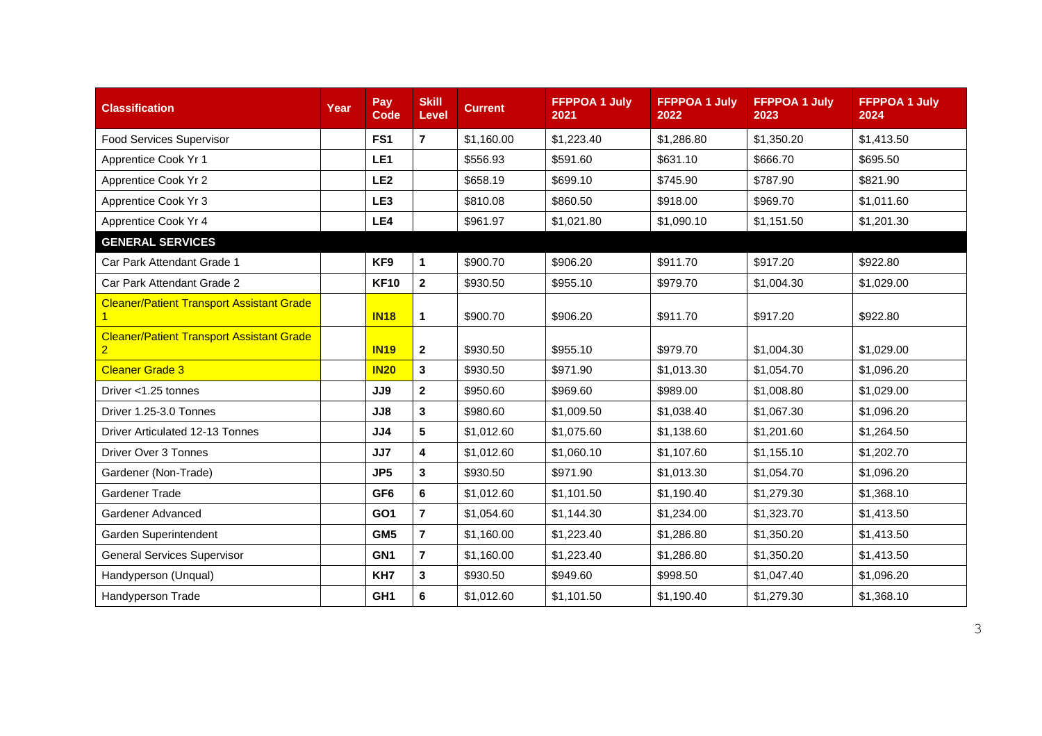| Classification | Year | Pay Code | Skill Level | Current | FFPPOA 1 July 2021 | FFPPOA 1 July 2022 | FFPPOA 1 July 2023 | FFPPOA 1 July 2024 |
|---|---|---|---|---|---|---|---|---|
| Food Services Supervisor | | **FS1** | **7** | $1,160.00 | $1,223.40 | $1,286.80 | $1,350.20 | $1,413.50 |
| Apprentice Cook Yr 1 | | **LE1** | | $556.93 | $591.60 | $631.10 | $666.70 | $695.50 |
| Apprentice Cook Yr 2 | | **LE2** | | $658.19 | $699.10 | $745.90 | $787.90 | $821.90 |
| Apprentice Cook Yr 3 | | **LE3** | | $810.08 | $860.50 | $918.00 | $969.70 | $1,011.60 |
| Apprentice Cook Yr 4 | | **LE4** | | $961.97 | $1,021.80 | $1,090.10 | $1,151.50 | $1,201.30 |
| **GENERAL SERVICES** | | | | | | | | |
| Car Park Attendant Grade 1 | | **KF9** | **1** | $900.70 | $906.20 | $911.70 | $917.20 | $922.80 |
| Car Park Attendant Grade 2 | | **KF10** | **2** | $930.50 | $955.10 | $979.70 | $1,004.30 | $1,029.00 |
| Cleaner/Patient Transport Assistant Grade 1 | | **IN18** | **1** | $900.70 | $906.20 | $911.70 | $917.20 | $922.80 |
| Cleaner/Patient Transport Assistant Grade 2 | | **IN19** | **2** | $930.50 | $955.10 | $979.70 | $1,004.30 | $1,029.00 |
| Cleaner Grade 3 | | **IN20** | **3** | $930.50 | $971.90 | $1,013.30 | $1,054.70 | $1,096.20 |
| Driver <1.25 tonnes | | **JJ9** | **2** | $950.60 | $969.60 | $989.00 | $1,008.80 | $1,029.00 |
| Driver 1.25-3.0 Tonnes | | **JJ8** | **3** | $980.60 | $1,009.50 | $1,038.40 | $1,067.30 | $1,096.20 |
| Driver Articulated 12-13 Tonnes | | **JJ4** | **5** | $1,012.60 | $1,075.60 | $1,138.60 | $1,201.60 | $1,264.50 |
| Driver Over 3 Tonnes | | **JJ7** | **4** | $1,012.60 | $1,060.10 | $1,107.60 | $1,155.10 | $1,202.70 |
| Gardener (Non-Trade) | | **JP5** | **3** | $930.50 | $971.90 | $1,013.30 | $1,054.70 | $1,096.20 |
| Gardener Trade | | **GF6** | **6** | $1,012.60 | $1,101.50 | $1,190.40 | $1,279.30 | $1,368.10 |
| Gardener Advanced | | **GO1** | **7** | $1,054.60 | $1,144.30 | $1,234.00 | $1,323.70 | $1,413.50 |
| Garden Superintendent | | **GM5** | **7** | $1,160.00 | $1,223.40 | $1,286.80 | $1,350.20 | $1,413.50 |
| General Services Supervisor | | **GN1** | **7** | $1,160.00 | $1,223.40 | $1,286.80 | $1,350.20 | $1,413.50 |
| Handyperson (Unqual) | | **KH7** | **3** | $930.50 | $949.60 | $998.50 | $1,047.40 | $1,096.20 |
| Handyperson Trade | | **GH1** | **6** | $1,012.60 | $1,101.50 | $1,190.40 | $1,279.30 | $1,368.10 |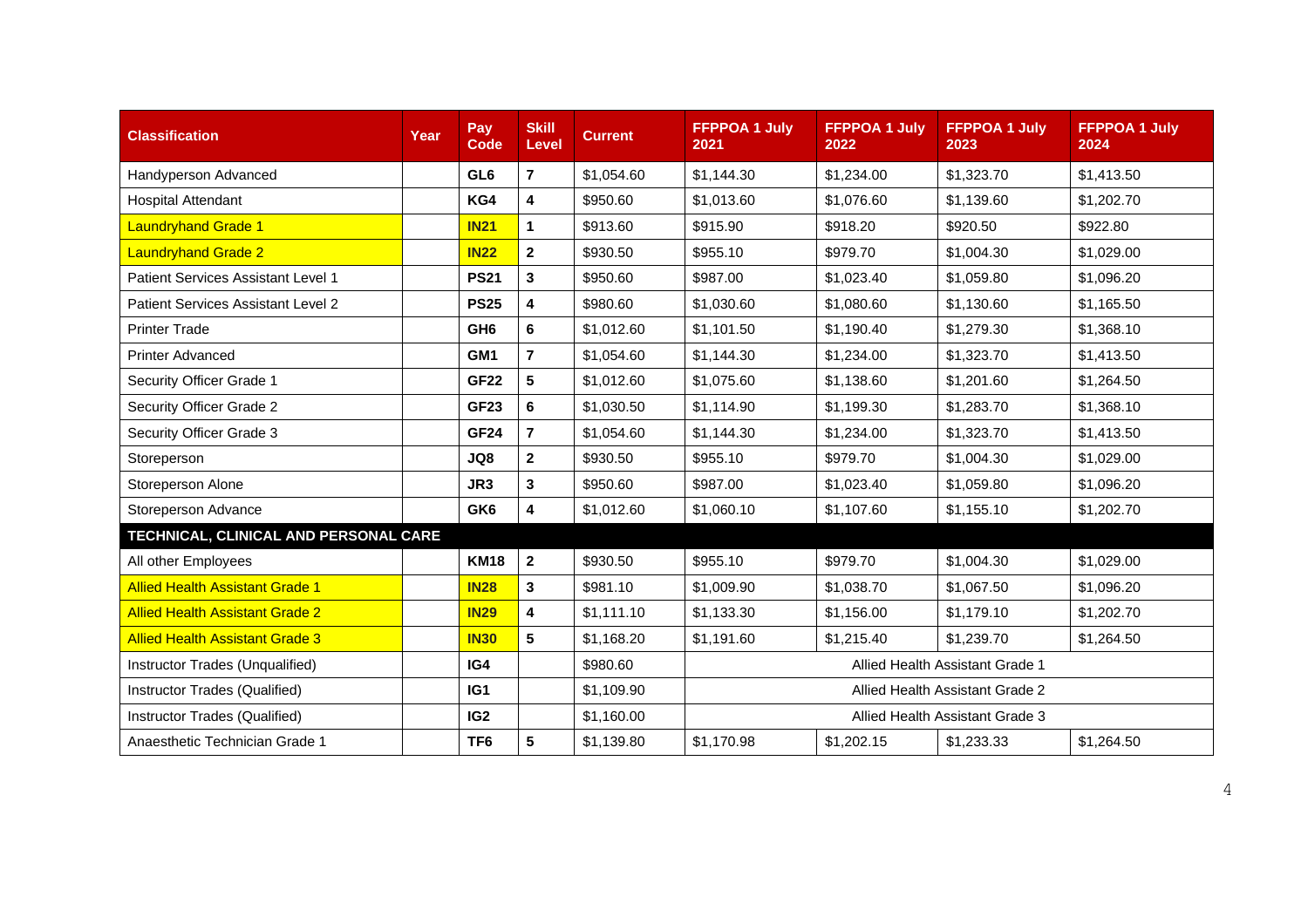| Classification | Year | Pay Code | Skill Level | Current | FFPPOA 1 July 2021 | FFPPOA 1 July 2022 | FFPPOA 1 July 2023 | FFPPOA 1 July 2024 |
|---|---|---|---|---|---|---|---|---|
| Handyperson Advanced | | **GL6** | **7** | $1,054.60 | $1,144.30 | $1,234.00 | $1,323.70 | $1,413.50 |
| Hospital Attendant | | **KG4** | **4** | $950.60 | $1,013.60 | $1,076.60 | $1,139.60 | $1,202.70 |
| Laundryhand Grade 1 | | **IN21** | **1** | $913.60 | $915.90 | $918.20 | $920.50 | $922.80 |
| Laundryhand Grade 2 | | **IN22** | **2** | $930.50 | $955.10 | $979.70 | $1,004.30 | $1,029.00 |
| Patient Services Assistant Level 1 | | **PS21** | **3** | $950.60 | $987.00 | $1,023.40 | $1,059.80 | $1,096.20 |
| Patient Services Assistant Level 2 | | **PS25** | **4** | $980.60 | $1,030.60 | $1,080.60 | $1,130.60 | $1,165.50 |
| Printer Trade | | **GH6** | **6** | $1,012.60 | $1,101.50 | $1,190.40 | $1,279.30 | $1,368.10 |
| Printer Advanced | | **GM1** | **7** | $1,054.60 | $1,144.30 | $1,234.00 | $1,323.70 | $1,413.50 |
| Security Officer Grade 1 | | **GF22** | **5** | $1,012.60 | $1,075.60 | $1,138.60 | $1,201.60 | $1,264.50 |
| Security Officer Grade 2 | | **GF23** | **6** | $1,030.50 | $1,114.90 | $1,199.30 | $1,283.70 | $1,368.10 |
| Security Officer Grade 3 | | **GF24** | **7** | $1,054.60 | $1,144.30 | $1,234.00 | $1,323.70 | $1,413.50 |
| Storeperson | | **JQ8** | **2** | $930.50 | $955.10 | $979.70 | $1,004.30 | $1,029.00 |
| Storeperson Alone | | **JR3** | **3** | $950.60 | $987.00 | $1,023.40 | $1,059.80 | $1,096.20 |
| Storeperson Advance | | **GK6** | **4** | $1,012.60 | $1,060.10 | $1,107.60 | $1,155.10 | $1,202.70 |
| **TECHNICAL, CLINICAL AND PERSONAL CARE** | | | | | | | | |
| All other Employees | | **KM18** | **2** | $930.50 | $955.10 | $979.70 | $1,004.30 | $1,029.00 |
| Allied Health Assistant Grade 1 | | **IN28** | **3** | $981.10 | $1,009.90 | $1,038.70 | $1,067.50 | $1,096.20 |
| Allied Health Assistant Grade 2 | | **IN29** | **4** | $1,111.10 | $1,133.30 | $1,156.00 | $1,179.10 | $1,202.70 |
| Allied Health Assistant Grade 3 | | **IN30** | **5** | $1,168.20 | $1,191.60 | $1,215.40 | $1,239.70 | $1,264.50 |
| Instructor Trades (Unqualified) | | **IG4** | | $980.60 | Allied Health Assistant Grade 1 | | | |
| Instructor Trades (Qualified) | | **IG1** | | $1,109.90 | Allied Health Assistant Grade 2 | | | |
| Instructor Trades (Qualified) | | **IG2** | | $1,160.00 | Allied Health Assistant Grade 3 | | | |
| Anaesthetic Technician Grade 1 | | **TF6** | **5** | $1,139.80 | $1,170.98 | $1,202.15 | $1,233.33 | $1,264.50 |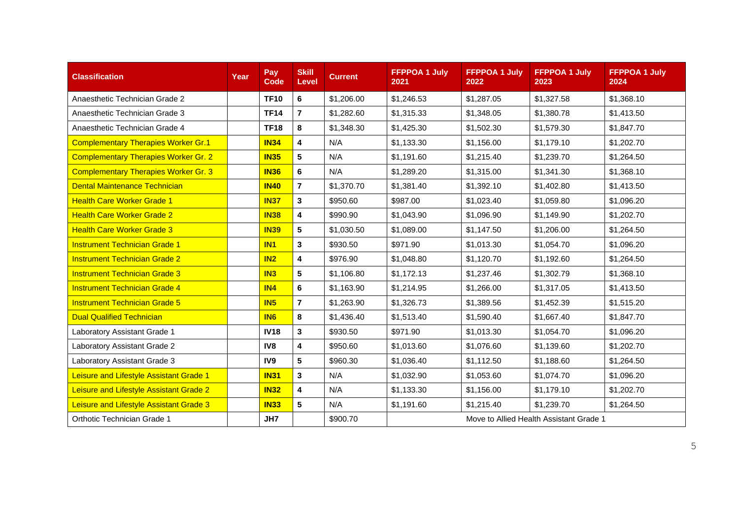| Classification | Year | Pay Code | Skill Level | Current | FFPPOA 1 July 2021 | FFPPOA 1 July 2022 | FFPPOA 1 July 2023 | FFPPOA 1 July 2024 |
|---|---|---|---|---|---|---|---|---|
| Anaesthetic Technician Grade 2 | | **TF10** | **6** | $1,206.00 | $1,246.53 | $1,287.05 | $1,327.58 | $1,368.10 |
| Anaesthetic Technician Grade 3 | | **TF14** | **7** | $1,282.60 | $1,315.33 | $1,348.05 | $1,380.78 | $1,413.50 |
| Anaesthetic Technician Grade 4 | | **TF18** | **8** | $1,348.30 | $1,425.30 | $1,502.30 | $1,579.30 | $1,847.70 |
| Complementary Therapies Worker Gr.1 | | **IN34** | **4** | N/A | $1,133.30 | $1,156.00 | $1,179.10 | $1,202.70 |
| Complementary Therapies Worker Gr. 2 | | **IN35** | **5** | N/A | $1,191.60 | $1,215.40 | $1,239.70 | $1,264.50 |
| Complementary Therapies Worker Gr. 3 | | **IN36** | **6** | N/A | $1,289.20 | $1,315.00 | $1,341.30 | $1,368.10 |
| Dental Maintenance Technician | | **IN40** | **7** | $1,370.70 | $1,381.40 | $1,392.10 | $1,402.80 | $1,413.50 |
| Health Care Worker Grade 1 | | **IN37** | **3** | $950.60 | $987.00 | $1,023.40 | $1,059.80 | $1,096.20 |
| Health Care Worker Grade 2 | | **IN38** | **4** | $990.90 | $1,043.90 | $1,096.90 | $1,149.90 | $1,202.70 |
| Health Care Worker Grade 3 | | **IN39** | **5** | $1,030.50 | $1,089.00 | $1,147.50 | $1,206.00 | $1,264.50 |
| Instrument Technician Grade 1 | | **IN1** | **3** | $930.50 | $971.90 | $1,013.30 | $1,054.70 | $1,096.20 |
| Instrument Technician Grade 2 | | **IN2** | **4** | $976.90 | $1,048.80 | $1,120.70 | $1,192.60 | $1,264.50 |
| Instrument Technician Grade 3 | | **IN3** | **5** | $1,106.80 | $1,172.13 | $1,237.46 | $1,302.79 | $1,368.10 |
| Instrument Technician Grade 4 | | **IN4** | **6** | $1,163.90 | $1,214.95 | $1,266.00 | $1,317.05 | $1,413.50 |
| Instrument Technician Grade 5 | | **IN5** | **7** | $1,263.90 | $1,326.73 | $1,389.56 | $1,452.39 | $1,515.20 |
| Dual Qualified Technician | | **IN6** | **8** | $1,436.40 | $1,513.40 | $1,590.40 | $1,667.40 | $1,847.70 |
| Laboratory Assistant Grade 1 | | **IV18** | **3** | $930.50 | $971.90 | $1,013.30 | $1,054.70 | $1,096.20 |
| Laboratory Assistant Grade 2 | | **IV8** | **4** | $950.60 | $1,013.60 | $1,076.60 | $1,139.60 | $1,202.70 |
| Laboratory Assistant Grade 3 | | **IV9** | **5** | $960.30 | $1,036.40 | $1,112.50 | $1,188.60 | $1,264.50 |
| Leisure and Lifestyle Assistant Grade 1 | | **IN31** | **3** | N/A | $1,032.90 | $1,053.60 | $1,074.70 | $1,096.20 |
| Leisure and Lifestyle Assistant Grade 2 | | **IN32** | **4** | N/A | $1,133.30 | $1,156.00 | $1,179.10 | $1,202.70 |
| Leisure and Lifestyle Assistant Grade 3 | | **IN33** | **5** | N/A | $1,191.60 | $1,215.40 | $1,239.70 | $1,264.50 |
| Orthotic Technician Grade 1 | | **JH7** | | $900.70 | Move to Allied Health Assistant Grade 1 | | | |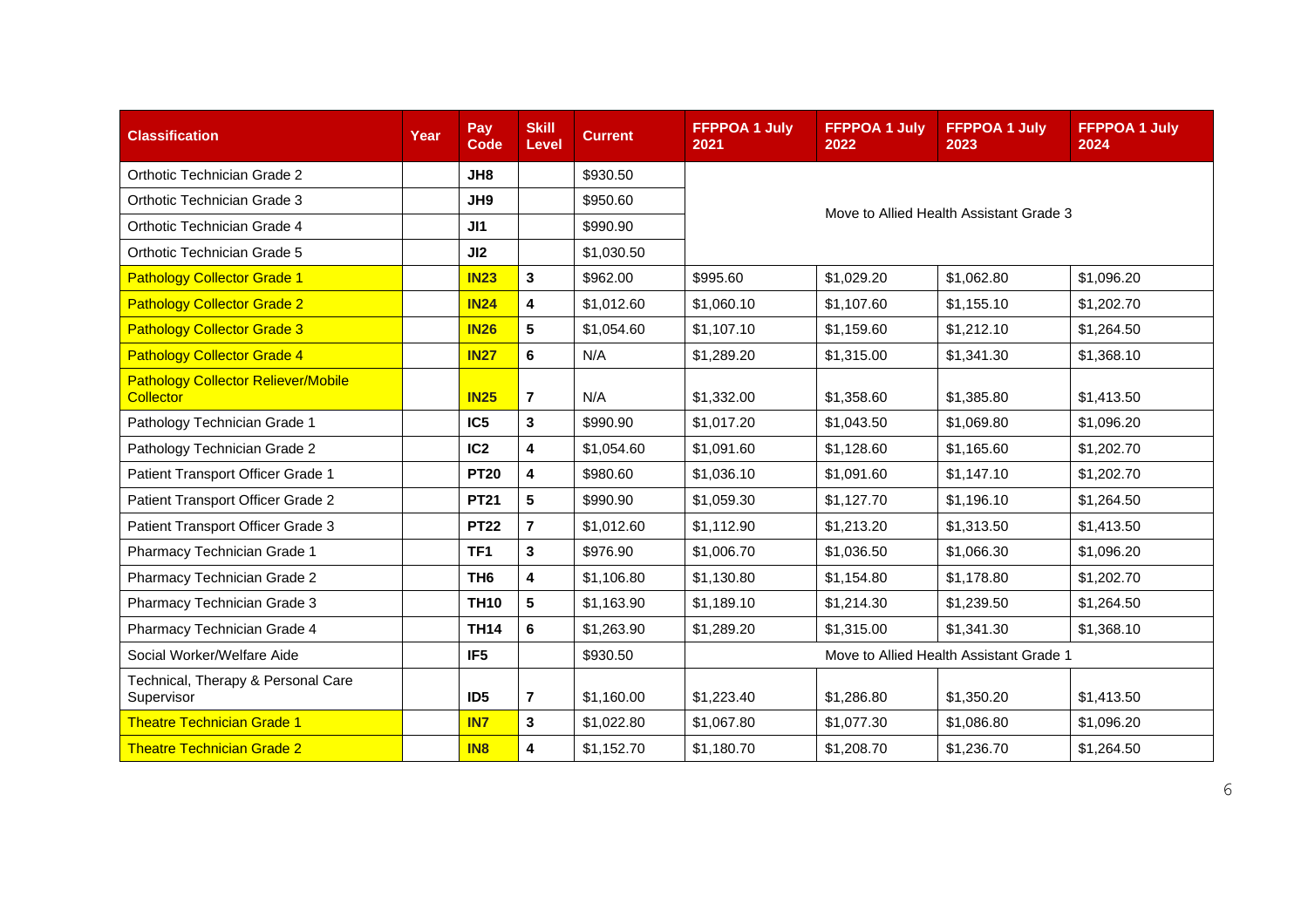| Classification | Year | Pay Code | Skill Level | Current | FFPPOA 1 July 2021 | FFPPOA 1 July 2022 | FFPPOA 1 July 2023 | FFPPOA 1 July 2024 |
|---|---|---|---|---|---|---|---|---|
| Orthotic Technician Grade 2 | | JH8 | | $930.50 | Move to Allied Health Assistant Grade 3 | | | |
| Orthotic Technician Grade 3 | | JH9 | | $950.60 | | | | |
| Orthotic Technician Grade 4 | | JI1 | | $990.90 | | | | |
| Orthotic Technician Grade 5 | | JI2 | | $1,030.50 | | | | |
| Pathology Collector Grade 1 | | IN23 | 3 | $962.00 | $995.60 | $1,029.20 | $1,062.80 | $1,096.20 |
| Pathology Collector Grade 2 | | IN24 | 4 | $1,012.60 | $1,060.10 | $1,107.60 | $1,155.10 | $1,202.70 |
| Pathology Collector Grade 3 | | IN26 | 5 | $1,054.60 | $1,107.10 | $1,159.60 | $1,212.10 | $1,264.50 |
| Pathology Collector Grade 4 | | IN27 | 6 | N/A | $1,289.20 | $1,315.00 | $1,341.30 | $1,368.10 |
| Pathology Collector Reliever/Mobile Collector | | IN25 | 7 | N/A | $1,332.00 | $1,358.60 | $1,385.80 | $1,413.50 |
| Pathology Technician Grade 1 | | IC5 | 3 | $990.90 | $1,017.20 | $1,043.50 | $1,069.80 | $1,096.20 |
| Pathology Technician Grade 2 | | IC2 | 4 | $1,054.60 | $1,091.60 | $1,128.60 | $1,165.60 | $1,202.70 |
| Patient Transport Officer Grade 1 | | PT20 | 4 | $980.60 | $1,036.10 | $1,091.60 | $1,147.10 | $1,202.70 |
| Patient Transport Officer Grade 2 | | PT21 | 5 | $990.90 | $1,059.30 | $1,127.70 | $1,196.10 | $1,264.50 |
| Patient Transport Officer Grade 3 | | PT22 | 7 | $1,012.60 | $1,112.90 | $1,213.20 | $1,313.50 | $1,413.50 |
| Pharmacy Technician Grade 1 | | TF1 | 3 | $976.90 | $1,006.70 | $1,036.50 | $1,066.30 | $1,096.20 |
| Pharmacy Technician Grade 2 | | TH6 | 4 | $1,106.80 | $1,130.80 | $1,154.80 | $1,178.80 | $1,202.70 |
| Pharmacy Technician Grade 3 | | TH10 | 5 | $1,163.90 | $1,189.10 | $1,214.30 | $1,239.50 | $1,264.50 |
| Pharmacy Technician Grade 4 | | TH14 | 6 | $1,263.90 | $1,289.20 | $1,315.00 | $1,341.30 | $1,368.10 |
| Social Worker/Welfare Aide | | IF5 | | $930.50 | Move to Allied Health Assistant Grade 1 | | | |
| Technical, Therapy & Personal Care Supervisor | | ID5 | 7 | $1,160.00 | $1,223.40 | $1,286.80 | $1,350.20 | $1,413.50 |
| Theatre Technician Grade 1 | | IN7 | 3 | $1,022.80 | $1,067.80 | $1,077.30 | $1,086.80 | $1,096.20 |
| Theatre Technician Grade 2 | | IN8 | 4 | $1,152.70 | $1,180.70 | $1,208.70 | $1,236.70 | $1,264.50 |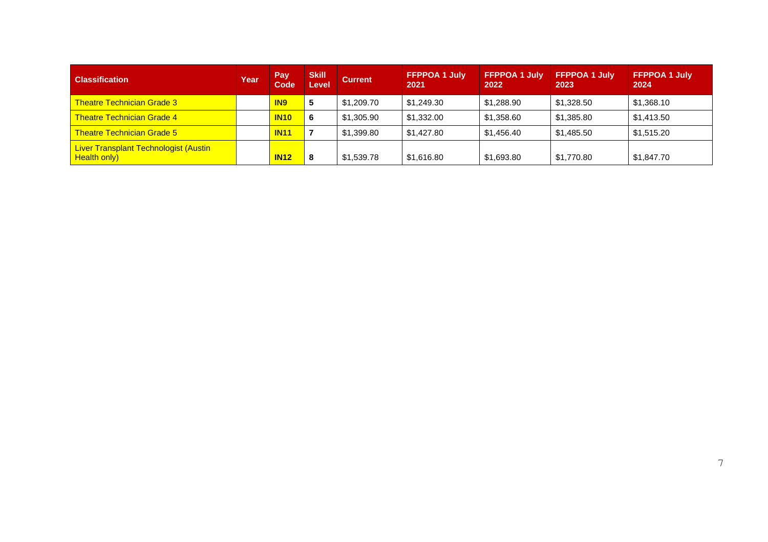| Classification | Year | Pay Code | Skill Level | Current | FFPPOA 1 July 2021 | FFPPOA 1 July 2022 | FFPPOA 1 July 2023 | FFPPOA 1 July 2024 |
|---|---|---|---|---|---|---|---|---|
| Theatre Technician Grade 3 | | **IN9** | **5** | $1,209.70 | $1,249.30 | $1,288.90 | $1,328.50 | $1,368.10 |
| Theatre Technician Grade 4 | | **IN10** | **6** | $1,305.90 | $1,332.00 | $1,358.60 | $1,385.80 | $1,413.50 |
| Theatre Technician Grade 5 | | **IN11** | **7** | $1,399.80 | $1,427.80 | $1,456.40 | $1,485.50 | $1,515.20 |
| Liver Transplant Technologist (Austin Health only) | | **IN12** | **8** | $1,539.78 | $1,616.80 | $1,693.80 | $1,770.80 | $1,847.70 |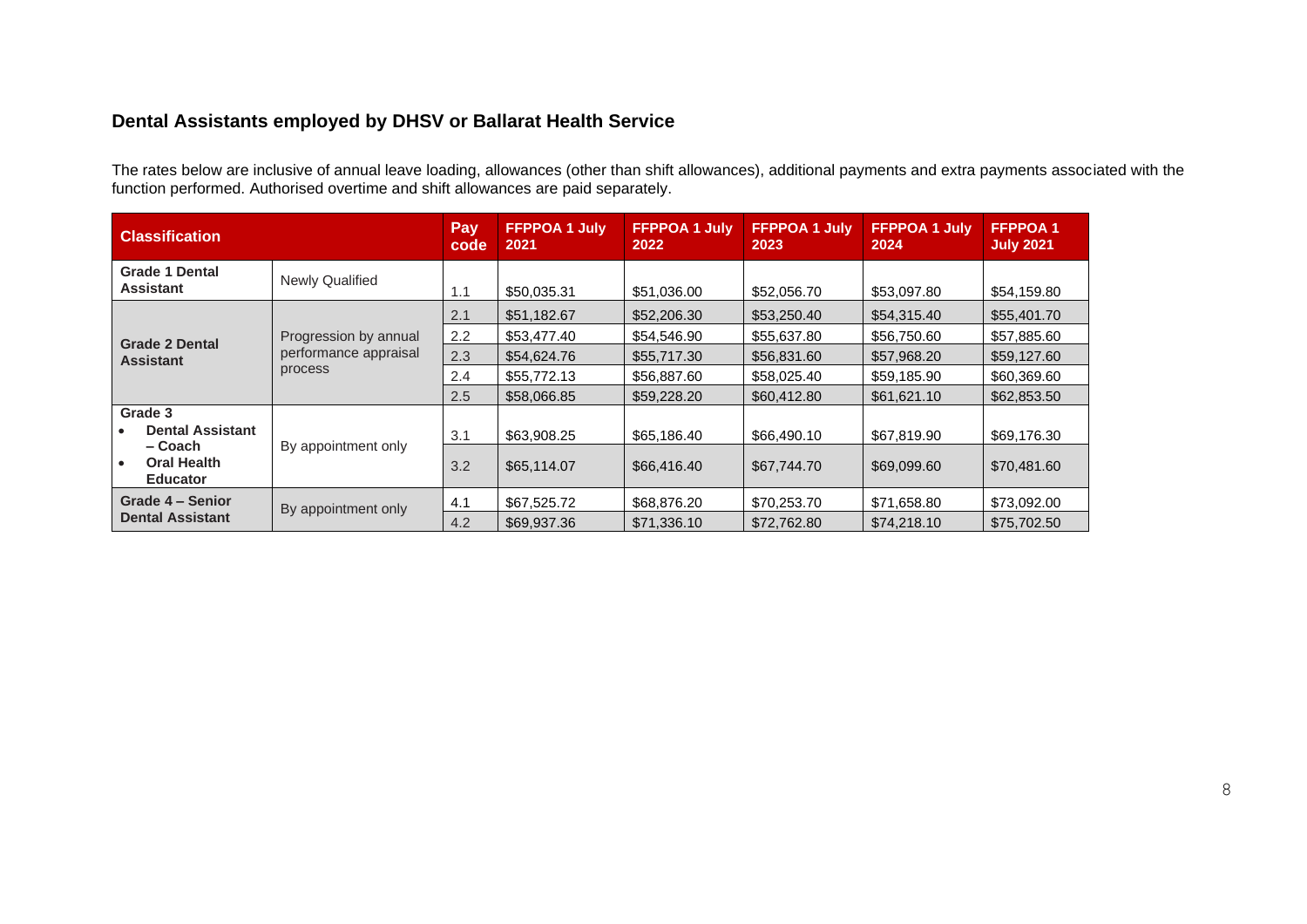## Dental Assistants employed by DHSV or Ballarat Health Service

The rates below are inclusive of annual leave loading, allowances (other than shift allowances), additional payments and extra payments associated with the function performed. Authorised overtime and shift allowances are paid separately.

| Classification | | Pay code | FFPPOA 1 July 2021 | FFPPOA 1 July 2022 | FFPPOA 1 July 2023 | FFPPOA 1 July 2024 | FFPPOA 1 July 2021 |
|---|---|---|---|---|---|---|---|
| **Grade 1 Dental Assistant** | Newly Qualified | 1.1 | $50,035.31 | $51,036.00 | $52,056.70 | $53,097.80 | $54,159.80 |
| **Grade 2 Dental Assistant** | Progression by annual performance appraisal process | 2.1 | $51,182.67 | $52,206.30 | $53,250.40 | $54,315.40 | $55,401.70 |
| | | 2.2 | $53,477.40 | $54,546.90 | $55,637.80 | $56,750.60 | $57,885.60 |
| | | 2.3 | $54,624.76 | $55,717.30 | $56,831.60 | $57,968.20 | $59,127.60 |
| | | 2.4 | $55,772.13 | $56,887.60 | $58,025.40 | $59,185.90 | $60,369.60 |
| | | 2.5 | $58,066.85 | $59,228.20 | $60,412.80 | $61,621.10 | $62,853.50 |
| **Grade 3** <br>• **Dental Assistant – Coach** <br>• **Oral Health Educator** | By appointment only | 3.1 | $63,908.25 | $65,186.40 | $66,490.10 | $67,819.90 | $69,176.30 |
| | | 3.2 | $65,114.07 | $66,416.40 | $67,744.70 | $69,099.60 | $70,481.60 |
| **Grade 4 – Senior Dental Assistant** | By appointment only | 4.1 | $67,525.72 | $68,876.20 | $70,253.70 | $71,658.80 | $73,092.00 |
| | | 4.2 | $69,937.36 | $71,336.10 | $72,762.80 | $74,218.10 | $75,702.50 |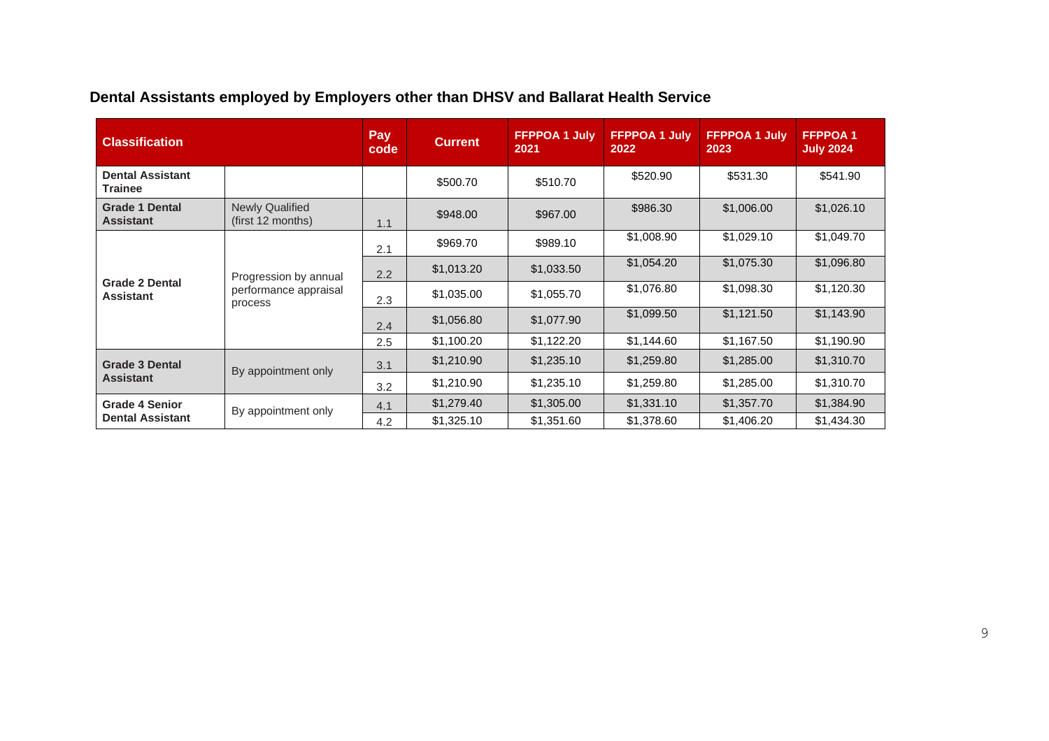## Dental Assistants employed by Employers other than DHSV and Ballarat Health Service

| Classification | | Pay code | Current | FFPPOA 1 July 2021 | FFPPOA 1 July 2022 | FFPPOA 1 July 2023 | FFPPOA 1 July 2024 |
|---|---|---|---|---|---|---|---|
| **Dental Assistant Trainee** | | | $500.70 | $510.70 | $520.90 | $531.30 | $541.90 |
| **Grade 1 Dental Assistant** | Newly Qualified (first 12 months) | 1.1 | $948.00 | $967.00 | $986.30 | $1,006.00 | $1,026.10 |
| **Grade 2 Dental Assistant** | Progression by annual performance appraisal process | 2.1 | $969.70 | $989.10 | $1,008.90 | $1,029.10 | $1,049.70 |
| | | 2.2 | $1,013.20 | $1,033.50 | $1,054.20 | $1,075.30 | $1,096.80 |
| | | 2.3 | $1,035.00 | $1,055.70 | $1,076.80 | $1,098.30 | $1,120.30 |
| | | 2.4 | $1,056.80 | $1,077.90 | $1,099.50 | $1,121.50 | $1,143.90 |
| | | 2.5 | $1,100.20 | $1,122.20 | $1,144.60 | $1,167.50 | $1,190.90 |
| **Grade 3 Dental Assistant** | By appointment only | 3.1 | $1,210.90 | $1,235.10 | $1,259.80 | $1,285.00 | $1,310.70 |
| | | 3.2 | $1,210.90 | $1,235.10 | $1,259.80 | $1,285.00 | $1,310.70 |
| **Grade 4 Senior Dental Assistant** | By appointment only | 4.1 | $1,279.40 | $1,305.00 | $1,331.10 | $1,357.70 | $1,384.90 |
| | | 4.2 | $1,325.10 | $1,351.60 | $1,378.60 | $1,406.20 | $1,434.30 |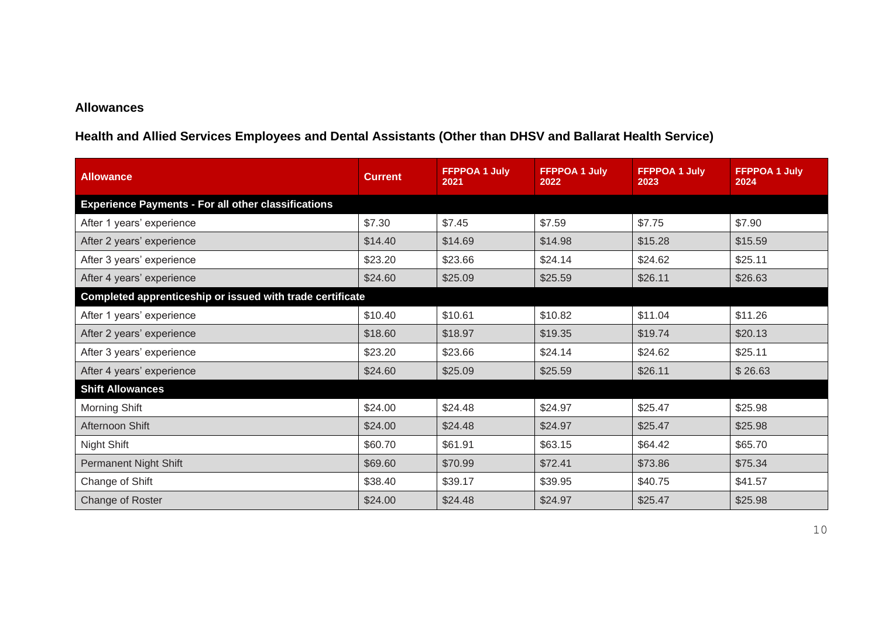## Allowances

### Health and Allied Services Employees and Dental Assistants (Other than DHSV and Ballarat Health Service)

| Allowance | Current | FFPPOA 1 July 2021 | FFPPOA 1 July 2022 | FFPPOA 1 July 2023 | FFPPOA 1 July 2024 |
|---|---|---|---|---|---|
| **Experience Payments - For all other classifications** | | | | | |
| After 1 years' experience | $7.30 | $7.45 | $7.59 | $7.75 | $7.90 |
| After 2 years' experience | $14.40 | $14.69 | $14.98 | $15.28 | $15.59 |
| After 3 years' experience | $23.20 | $23.66 | $24.14 | $24.62 | $25.11 |
| After 4 years' experience | $24.60 | $25.09 | $25.59 | $26.11 | $26.63 |
| **Completed apprenticeship or issued with trade certificate** | | | | | |
| After 1 years' experience | $10.40 | $10.61 | $10.82 | $11.04 | $11.26 |
| After 2 years' experience | $18.60 | $18.97 | $19.35 | $19.74 | $20.13 |
| After 3 years' experience | $23.20 | $23.66 | $24.14 | $24.62 | $25.11 |
| After 4 years' experience | $24.60 | $25.09 | $25.59 | $26.11 | $ 26.63 |
| **Shift Allowances** | | | | | |
| Morning Shift | $24.00 | $24.48 | $24.97 | $25.47 | $25.98 |
| Afternoon Shift | $24.00 | $24.48 | $24.97 | $25.47 | $25.98 |
| Night Shift | $60.70 | $61.91 | $63.15 | $64.42 | $65.70 |
| Permanent Night Shift | $69.60 | $70.99 | $72.41 | $73.86 | $75.34 |
| Change of Shift | $38.40 | $39.17 | $39.95 | $40.75 | $41.57 |
| Change of Roster | $24.00 | $24.48 | $24.97 | $25.47 | $25.98 |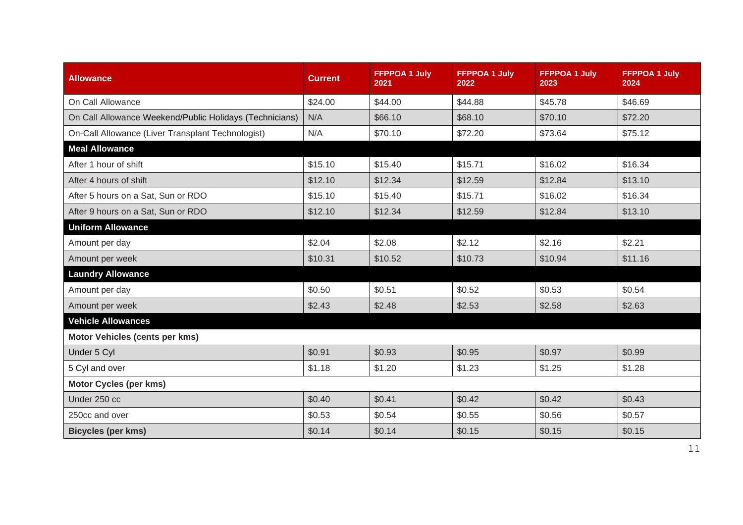| Allowance | Current | FFPPOA 1 July 2021 | FFPPOA 1 July 2022 | FFPPOA 1 July 2023 | FFPPOA 1 July 2024 |
|---|---|---|---|---|---|
| On Call Allowance | $24.00 | $44.00 | $44.88 | $45.78 | $46.69 |
| On Call Allowance Weekend/Public Holidays (Technicians) | N/A | $66.10 | $68.10 | $70.10 | $72.20 |
| On-Call Allowance (Liver Transplant Technologist) | N/A | $70.10 | $72.20 | $73.64 | $75.12 |
| **Meal Allowance** | | | | | |
| After 1 hour of shift | $15.10 | $15.40 | $15.71 | $16.02 | $16.34 |
| After 4 hours of shift | $12.10 | $12.34 | $12.59 | $12.84 | $13.10 |
| After 5 hours on a Sat, Sun or RDO | $15.10 | $15.40 | $15.71 | $16.02 | $16.34 |
| After 9 hours on a Sat, Sun or RDO | $12.10 | $12.34 | $12.59 | $12.84 | $13.10 |
| **Uniform Allowance** | | | | | |
| Amount per day | $2.04 | $2.08 | $2.12 | $2.16 | $2.21 |
| Amount per week | $10.31 | $10.52 | $10.73 | $10.94 | $11.16 |
| **Laundry Allowance** | | | | | |
| Amount per day | $0.50 | $0.51 | $0.52 | $0.53 | $0.54 |
| Amount per week | $2.43 | $2.48 | $2.53 | $2.58 | $2.63 |
| **Vehicle Allowances** | | | | | |
| **Motor Vehicles (cents per kms)** | | | | | |
| Under 5 Cyl | $0.91 | $0.93 | $0.95 | $0.97 | $0.99 |
| 5 Cyl and over | $1.18 | $1.20 | $1.23 | $1.25 | $1.28 |
| **Motor Cycles (per kms)** | | | | | |
| Under 250 cc | $0.40 | $0.41 | $0.42 | $0.42 | $0.43 |
| 250cc and over | $0.53 | $0.54 | $0.55 | $0.56 | $0.57 |
| **Bicycles (per kms)** | $0.14 | $0.14 | $0.15 | $0.15 | $0.15 |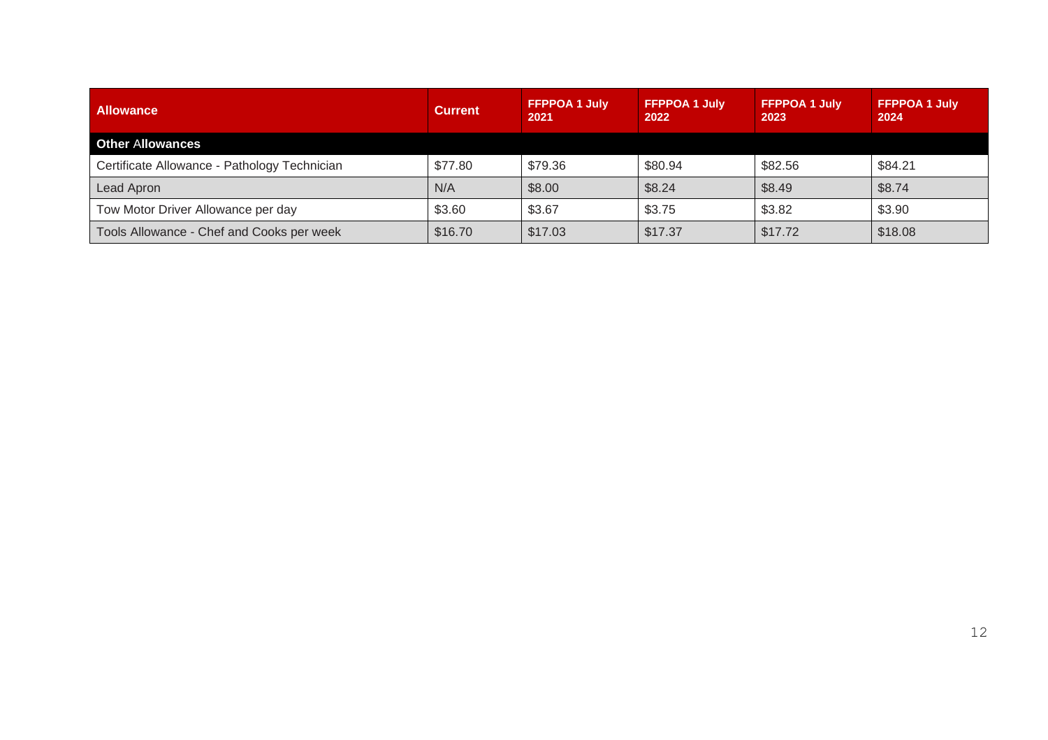| Allowance | Current | FFPPOA 1 July 2021 | FFPPOA 1 July 2022 | FFPPOA 1 July 2023 | FFPPOA 1 July 2024 |
|---|---|---|---|---|---|
| **Other Allowances** | | | | | |
| Certificate Allowance - Pathology Technician | $77.80 | $79.36 | $80.94 | $82.56 | $84.21 |
| Lead Apron | N/A | $8.00 | $8.24 | $8.49 | $8.74 |
| Tow Motor Driver Allowance per day | $3.60 | $3.67 | $3.75 | $3.82 | $3.90 |
| Tools Allowance - Chef and Cooks per week | $16.70 | $17.03 | $17.37 | $17.72 | $18.08 |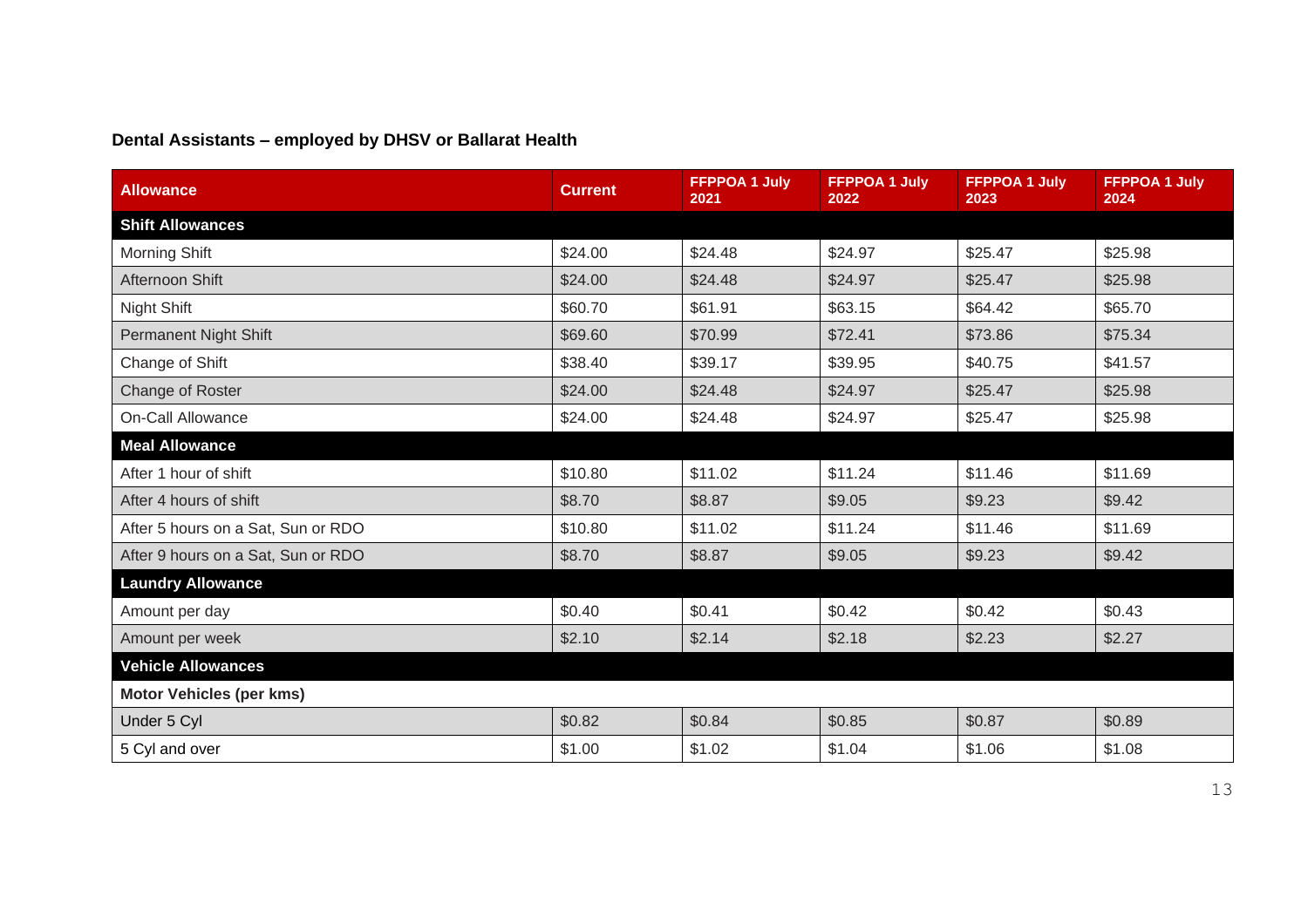**Dental Assistants – employed by DHSV or Ballarat Health**

| Allowance | Current | FFPPOA 1 July 2021 | FFPPOA 1 July 2022 | FFPPOA 1 July 2023 | FFPPOA 1 July 2024 |
|---|---|---|---|---|---|
| **Shift Allowances** | | | | | |
| Morning Shift | $24.00 | $24.48 | $24.97 | $25.47 | $25.98 |
| Afternoon Shift | $24.00 | $24.48 | $24.97 | $25.47 | $25.98 |
| Night Shift | $60.70 | $61.91 | $63.15 | $64.42 | $65.70 |
| Permanent Night Shift | $69.60 | $70.99 | $72.41 | $73.86 | $75.34 |
| Change of Shift | $38.40 | $39.17 | $39.95 | $40.75 | $41.57 |
| Change of Roster | $24.00 | $24.48 | $24.97 | $25.47 | $25.98 |
| On-Call Allowance | $24.00 | $24.48 | $24.97 | $25.47 | $25.98 |
| **Meal Allowance** | | | | | |
| After 1 hour of shift | $10.80 | $11.02 | $11.24 | $11.46 | $11.69 |
| After 4 hours of shift | $8.70 | $8.87 | $9.05 | $9.23 | $9.42 |
| After 5 hours on a Sat, Sun or RDO | $10.80 | $11.02 | $11.24 | $11.46 | $11.69 |
| After 9 hours on a Sat, Sun or RDO | $8.70 | $8.87 | $9.05 | $9.23 | $9.42 |
| **Laundry Allowance** | | | | | |
| Amount per day | $0.40 | $0.41 | $0.42 | $0.42 | $0.43 |
| Amount per week | $2.10 | $2.14 | $2.18 | $2.23 | $2.27 |
| **Vehicle Allowances** | | | | | |
| **Motor Vehicles (per kms)** | | | | | |
| Under 5 Cyl | $0.82 | $0.84 | $0.85 | $0.87 | $0.89 |
| 5 Cyl and over | $1.00 | $1.02 | $1.04 | $1.06 | $1.08 |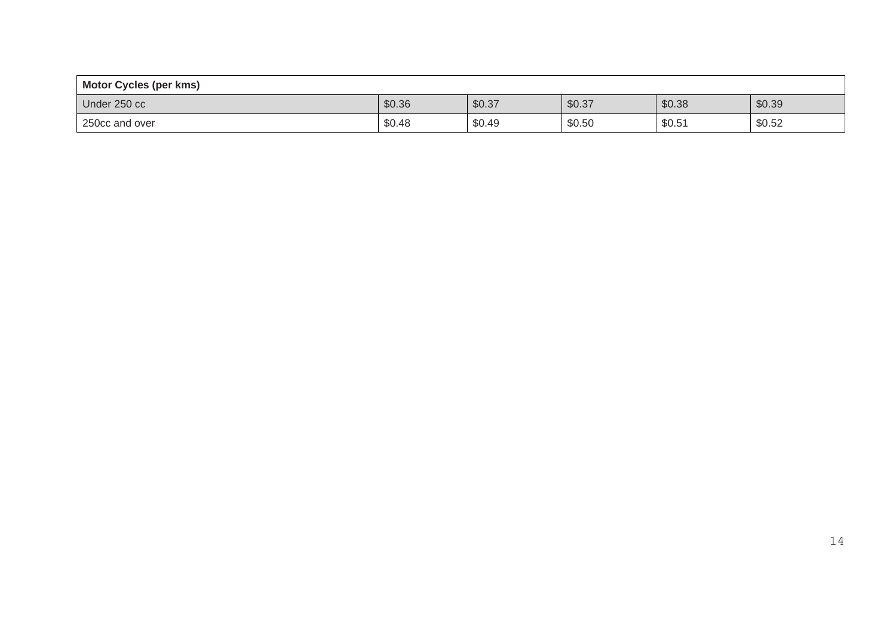| Motor Cycles (per kms) | | | | | |
|---|---|---|---|---|---|
| Under 250 cc | $0.36 | $0.37 | $0.37 | $0.38 | $0.39 |
| 250cc and over | $0.48 | $0.49 | $0.50 | $0.51 | $0.52 |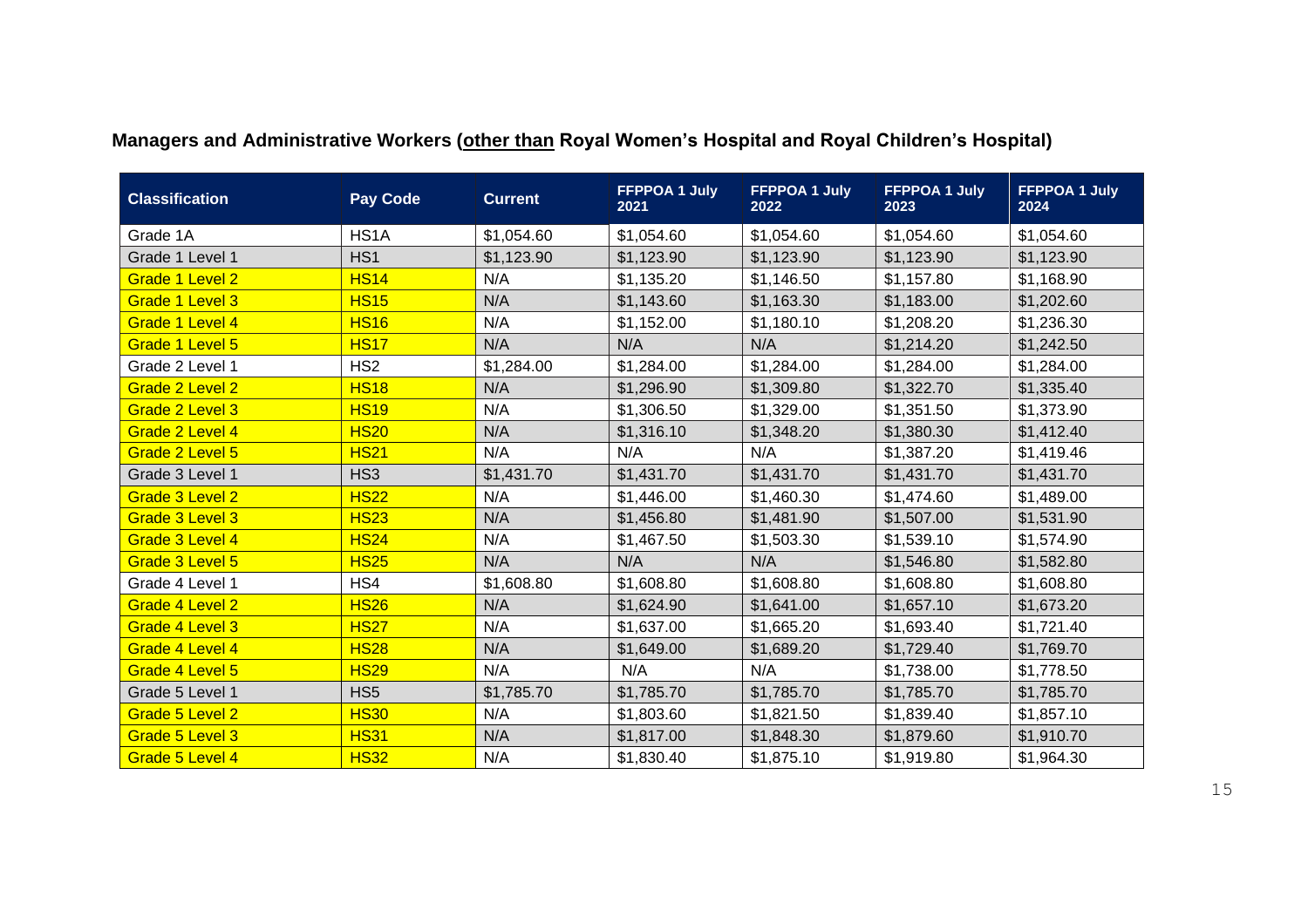**Managers and Administrative Workers (<u>other than</u> Royal Women's Hospital and Royal Children's Hospital)**

| Classification | Pay Code | Current | FFPPOA 1 July 2021 | FFPPOA 1 July 2022 | FFPPOA 1 July 2023 | FFPPOA 1 July 2024 |
|---|---|---|---|---|---|---|
| Grade 1A | HS1A | $1,054.60 | $1,054.60 | $1,054.60 | $1,054.60 | $1,054.60 |
| Grade 1 Level 1 | HS1 | $1,123.90 | $1,123.90 | $1,123.90 | $1,123.90 | $1,123.90 |
| Grade 1 Level 2 | HS14 | N/A | $1,135.20 | $1,146.50 | $1,157.80 | $1,168.90 |
| Grade 1 Level 3 | HS15 | N/A | $1,143.60 | $1,163.30 | $1,183.00 | $1,202.60 |
| Grade 1 Level 4 | HS16 | N/A | $1,152.00 | $1,180.10 | $1,208.20 | $1,236.30 |
| Grade 1 Level 5 | HS17 | N/A | N/A | N/A | $1,214.20 | $1,242.50 |
| Grade 2 Level 1 | HS2 | $1,284.00 | $1,284.00 | $1,284.00 | $1,284.00 | $1,284.00 |
| Grade 2 Level 2 | HS18 | N/A | $1,296.90 | $1,309.80 | $1,322.70 | $1,335.40 |
| Grade 2 Level 3 | HS19 | N/A | $1,306.50 | $1,329.00 | $1,351.50 | $1,373.90 |
| Grade 2 Level 4 | HS20 | N/A | $1,316.10 | $1,348.20 | $1,380.30 | $1,412.40 |
| Grade 2 Level 5 | HS21 | N/A | N/A | N/A | $1,387.20 | $1,419.46 |
| Grade 3 Level 1 | HS3 | $1,431.70 | $1,431.70 | $1,431.70 | $1,431.70 | $1,431.70 |
| Grade 3 Level 2 | HS22 | N/A | $1,446.00 | $1,460.30 | $1,474.60 | $1,489.00 |
| Grade 3 Level 3 | HS23 | N/A | $1,456.80 | $1,481.90 | $1,507.00 | $1,531.90 |
| Grade 3 Level 4 | HS24 | N/A | $1,467.50 | $1,503.30 | $1,539.10 | $1,574.90 |
| Grade 3 Level 5 | HS25 | N/A | N/A | N/A | $1,546.80 | $1,582.80 |
| Grade 4 Level 1 | HS4 | $1,608.80 | $1,608.80 | $1,608.80 | $1,608.80 | $1,608.80 |
| Grade 4 Level 2 | HS26 | N/A | $1,624.90 | $1,641.00 | $1,657.10 | $1,673.20 |
| Grade 4 Level 3 | HS27 | N/A | $1,637.00 | $1,665.20 | $1,693.40 | $1,721.40 |
| Grade 4 Level 4 | HS28 | N/A | $1,649.00 | $1,689.20 | $1,729.40 | $1,769.70 |
| Grade 4 Level 5 | HS29 | N/A | N/A | N/A | $1,738.00 | $1,778.50 |
| Grade 5 Level 1 | HS5 | $1,785.70 | $1,785.70 | $1,785.70 | $1,785.70 | $1,785.70 |
| Grade 5 Level 2 | HS30 | N/A | $1,803.60 | $1,821.50 | $1,839.40 | $1,857.10 |
| Grade 5 Level 3 | HS31 | N/A | $1,817.00 | $1,848.30 | $1,879.60 | $1,910.70 |
| Grade 5 Level 4 | HS32 | N/A | $1,830.40 | $1,875.10 | $1,919.80 | $1,964.30 |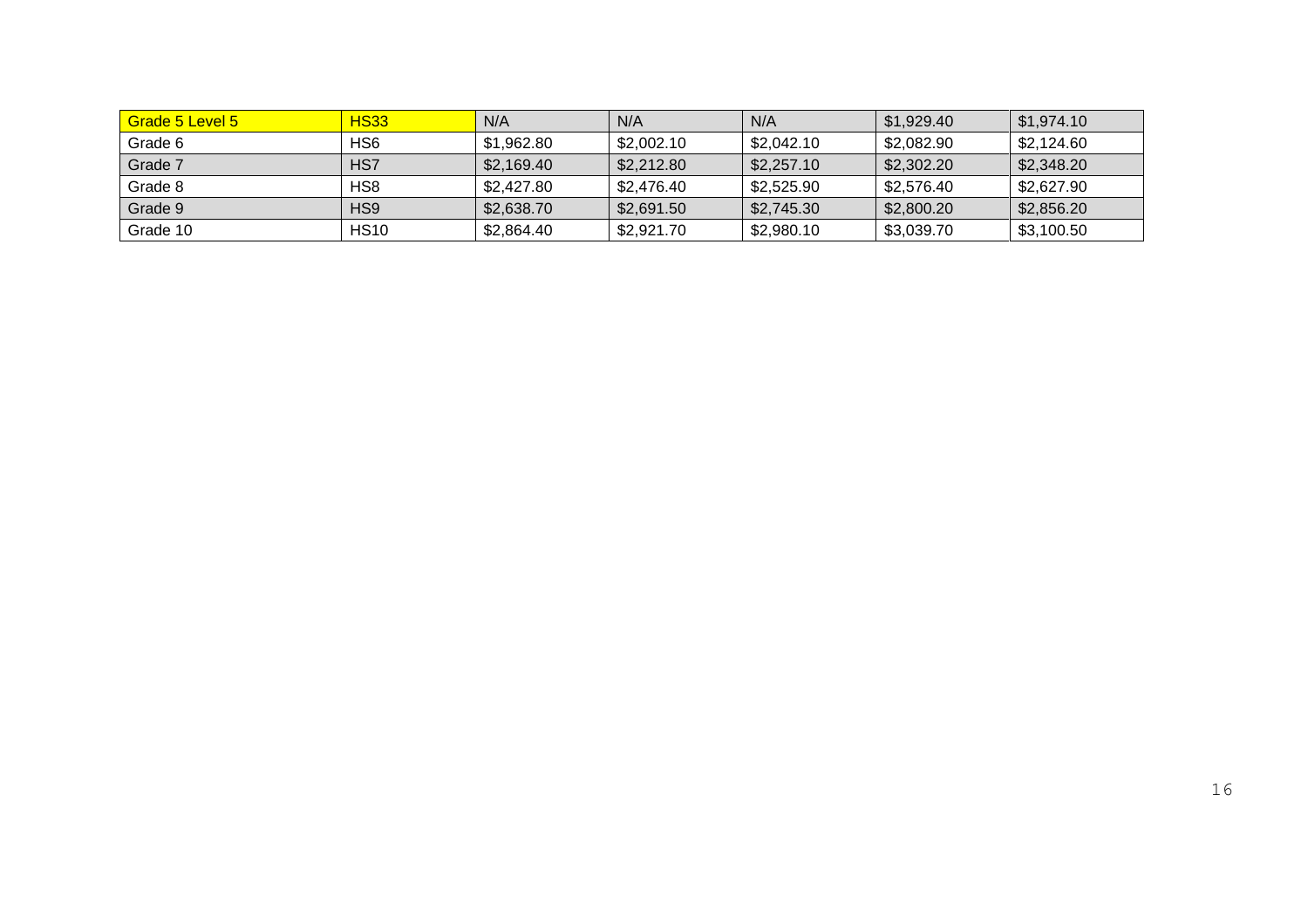| Grade 5 Level 5 | HS33 | N/A | N/A | N/A | $1,929.40 | $1,974.10 |
|---|---|---|---|---|---|---|
| Grade 6 | HS6 | $1,962.80 | $2,002.10 | $2,042.10 | $2,082.90 | $2,124.60 |
| Grade 7 | HS7 | $2,169.40 | $2,212.80 | $2,257.10 | $2,302.20 | $2,348.20 |
| Grade 8 | HS8 | $2,427.80 | $2,476.40 | $2,525.90 | $2,576.40 | $2,627.90 |
| Grade 9 | HS9 | $2,638.70 | $2,691.50 | $2,745.30 | $2,800.20 | $2,856.20 |
| Grade 10 | HS10 | $2,864.40 | $2,921.70 | $2,980.10 | $3,039.70 | $3,100.50 |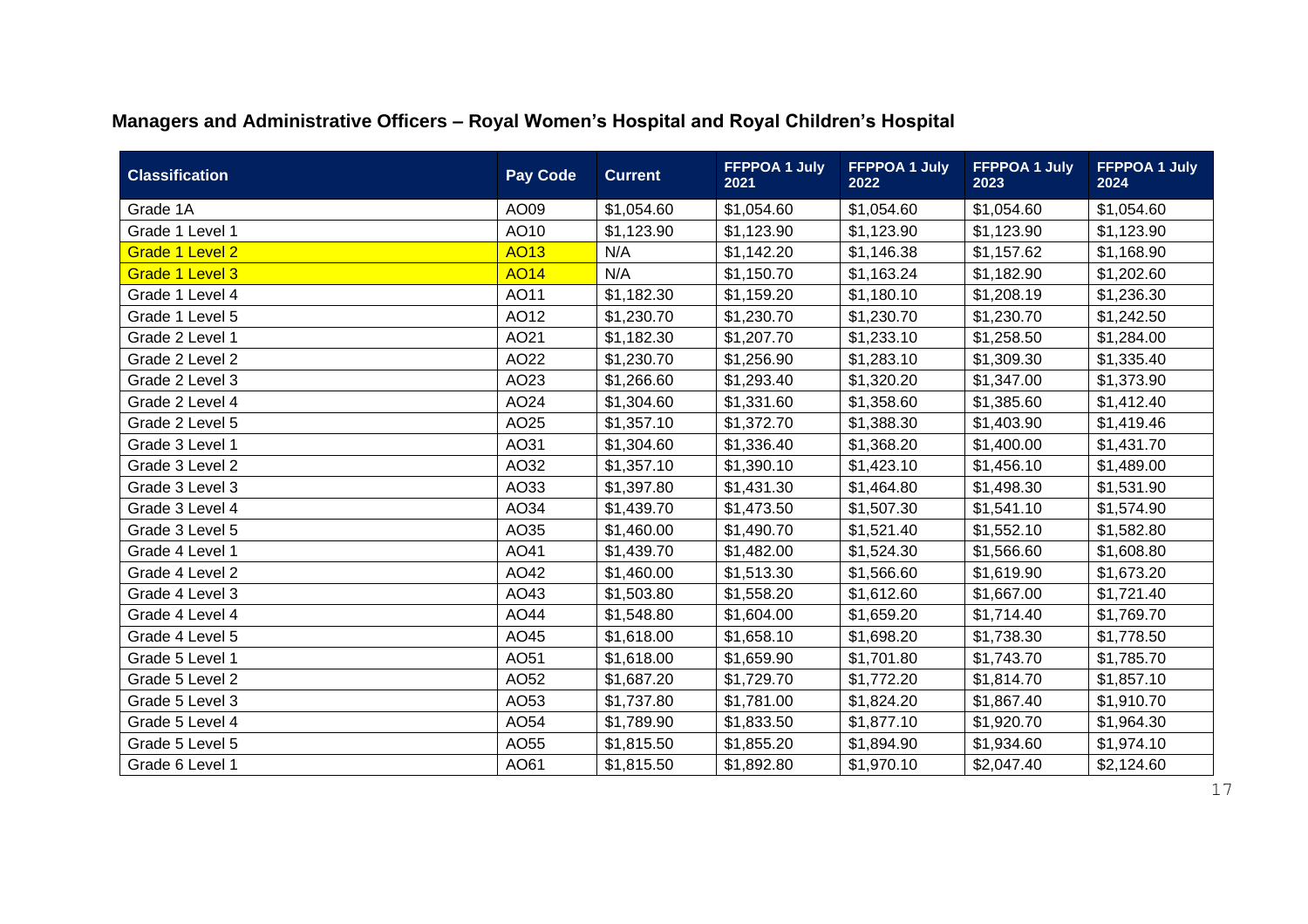## Managers and Administrative Officers – Royal Women's Hospital and Royal Children's Hospital

| Classification | Pay Code | Current | FFPPOA 1 July 2021 | FFPPOA 1 July 2022 | FFPPOA 1 July 2023 | FFPPOA 1 July 2024 |
|---|---|---|---|---|---|---|
| Grade 1A | AO09 | $1,054.60 | $1,054.60 | $1,054.60 | $1,054.60 | $1,054.60 |
| Grade 1 Level 1 | AO10 | $1,123.90 | $1,123.90 | $1,123.90 | $1,123.90 | $1,123.90 |
| Grade 1 Level 2 | AO13 | N/A | $1,142.20 | $1,146.38 | $1,157.62 | $1,168.90 |
| Grade 1 Level 3 | AO14 | N/A | $1,150.70 | $1,163.24 | $1,182.90 | $1,202.60 |
| Grade 1 Level 4 | AO11 | $1,182.30 | $1,159.20 | $1,180.10 | $1,208.19 | $1,236.30 |
| Grade 1 Level 5 | AO12 | $1,230.70 | $1,230.70 | $1,230.70 | $1,230.70 | $1,242.50 |
| Grade 2 Level 1 | AO21 | $1,182.30 | $1,207.70 | $1,233.10 | $1,258.50 | $1,284.00 |
| Grade 2 Level 2 | AO22 | $1,230.70 | $1,256.90 | $1,283.10 | $1,309.30 | $1,335.40 |
| Grade 2 Level 3 | AO23 | $1,266.60 | $1,293.40 | $1,320.20 | $1,347.00 | $1,373.90 |
| Grade 2 Level 4 | AO24 | $1,304.60 | $1,331.60 | $1,358.60 | $1,385.60 | $1,412.40 |
| Grade 2 Level 5 | AO25 | $1,357.10 | $1,372.70 | $1,388.30 | $1,403.90 | $1,419.46 |
| Grade 3 Level 1 | AO31 | $1,304.60 | $1,336.40 | $1,368.20 | $1,400.00 | $1,431.70 |
| Grade 3 Level 2 | AO32 | $1,357.10 | $1,390.10 | $1,423.10 | $1,456.10 | $1,489.00 |
| Grade 3 Level 3 | AO33 | $1,397.80 | $1,431.30 | $1,464.80 | $1,498.30 | $1,531.90 |
| Grade 3 Level 4 | AO34 | $1,439.70 | $1,473.50 | $1,507.30 | $1,541.10 | $1,574.90 |
| Grade 3 Level 5 | AO35 | $1,460.00 | $1,490.70 | $1,521.40 | $1,552.10 | $1,582.80 |
| Grade 4 Level 1 | AO41 | $1,439.70 | $1,482.00 | $1,524.30 | $1,566.60 | $1,608.80 |
| Grade 4 Level 2 | AO42 | $1,460.00 | $1,513.30 | $1,566.60 | $1,619.90 | $1,673.20 |
| Grade 4 Level 3 | AO43 | $1,503.80 | $1,558.20 | $1,612.60 | $1,667.00 | $1,721.40 |
| Grade 4 Level 4 | AO44 | $1,548.80 | $1,604.00 | $1,659.20 | $1,714.40 | $1,769.70 |
| Grade 4 Level 5 | AO45 | $1,618.00 | $1,658.10 | $1,698.20 | $1,738.30 | $1,778.50 |
| Grade 5 Level 1 | AO51 | $1,618.00 | $1,659.90 | $1,701.80 | $1,743.70 | $1,785.70 |
| Grade 5 Level 2 | AO52 | $1,687.20 | $1,729.70 | $1,772.20 | $1,814.70 | $1,857.10 |
| Grade 5 Level 3 | AO53 | $1,737.80 | $1,781.00 | $1,824.20 | $1,867.40 | $1,910.70 |
| Grade 5 Level 4 | AO54 | $1,789.90 | $1,833.50 | $1,877.10 | $1,920.70 | $1,964.30 |
| Grade 5 Level 5 | AO55 | $1,815.50 | $1,855.20 | $1,894.90 | $1,934.60 | $1,974.10 |
| Grade 6 Level 1 | AO61 | $1,815.50 | $1,892.80 | $1,970.10 | $2,047.40 | $2,124.60 |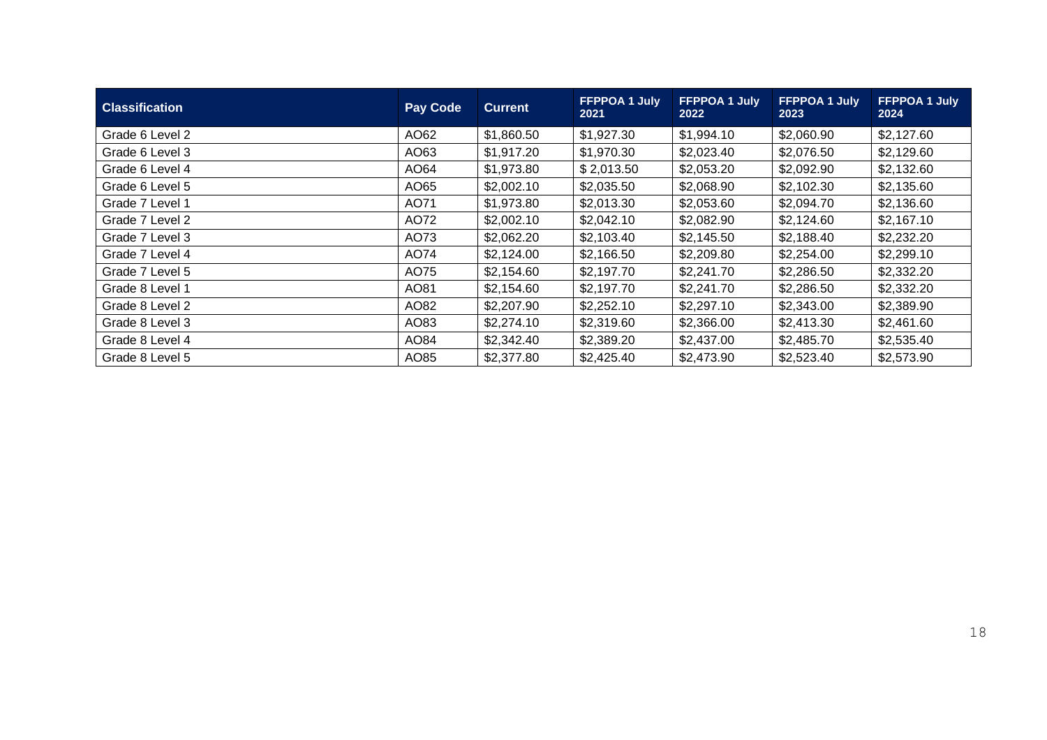| Classification | Pay Code | Current | FFPPOA 1 July 2021 | FFPPOA 1 July 2022 | FFPPOA 1 July 2023 | FFPPOA 1 July 2024 |
|---|---|---|---|---|---|---|
| Grade 6 Level 2 | AO62 | $1,860.50 | $1,927.30 | $1,994.10 | $2,060.90 | $2,127.60 |
| Grade 6 Level 3 | AO63 | $1,917.20 | $1,970.30 | $2,023.40 | $2,076.50 | $2,129.60 |
| Grade 6 Level 4 | AO64 | $1,973.80 | $ 2,013.50 | $2,053.20 | $2,092.90 | $2,132.60 |
| Grade 6 Level 5 | AO65 | $2,002.10 | $2,035.50 | $2,068.90 | $2,102.30 | $2,135.60 |
| Grade 7 Level 1 | AO71 | $1,973.80 | $2,013.30 | $2,053.60 | $2,094.70 | $2,136.60 |
| Grade 7 Level 2 | AO72 | $2,002.10 | $2,042.10 | $2,082.90 | $2,124.60 | $2,167.10 |
| Grade 7 Level 3 | AO73 | $2,062.20 | $2,103.40 | $2,145.50 | $2,188.40 | $2,232.20 |
| Grade 7 Level 4 | AO74 | $2,124.00 | $2,166.50 | $2,209.80 | $2,254.00 | $2,299.10 |
| Grade 7 Level 5 | AO75 | $2,154.60 | $2,197.70 | $2,241.70 | $2,286.50 | $2,332.20 |
| Grade 8 Level 1 | AO81 | $2,154.60 | $2,197.70 | $2,241.70 | $2,286.50 | $2,332.20 |
| Grade 8 Level 2 | AO82 | $2,207.90 | $2,252.10 | $2,297.10 | $2,343.00 | $2,389.90 |
| Grade 8 Level 3 | AO83 | $2,274.10 | $2,319.60 | $2,366.00 | $2,413.30 | $2,461.60 |
| Grade 8 Level 4 | AO84 | $2,342.40 | $2,389.20 | $2,437.00 | $2,485.70 | $2,535.40 |
| Grade 8 Level 5 | AO85 | $2,377.80 | $2,425.40 | $2,473.90 | $2,523.40 | $2,573.90 |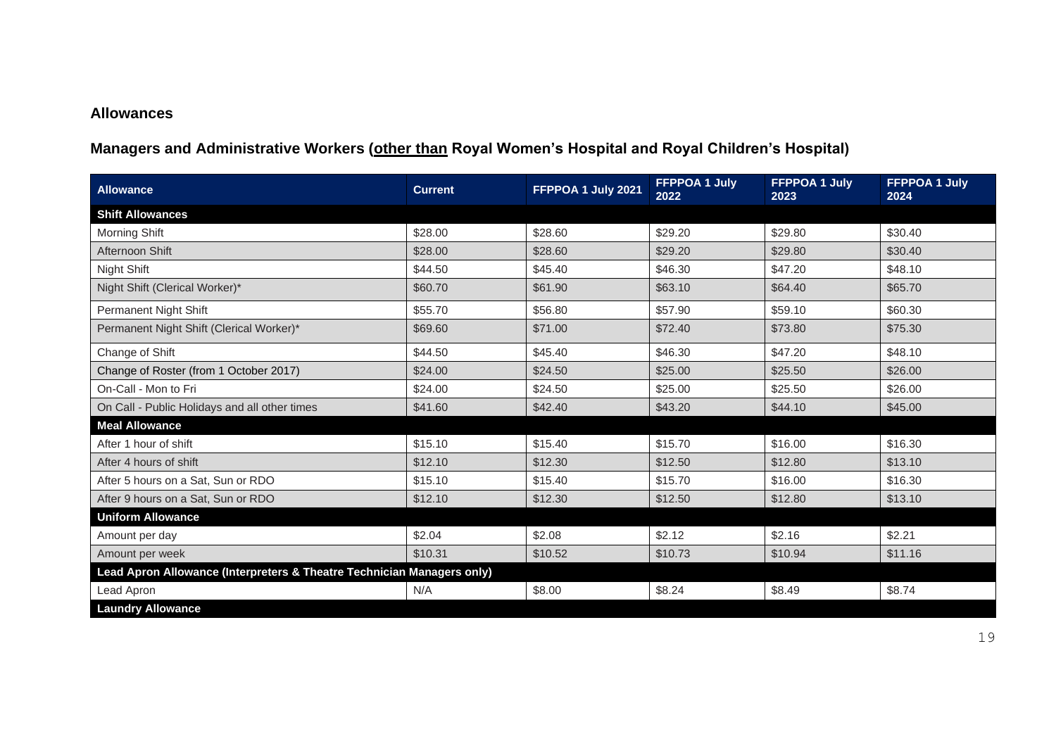## Allowances

### Managers and Administrative Workers (<u>other than</u> Royal Women's Hospital and Royal Children's Hospital)

| Allowance | Current | FFPPOA 1 July 2021 | FFPPOA 1 July 2022 | FFPPOA 1 July 2023 | FFPPOA 1 July 2024 |
|---|---|---|---|---|---|
| **Shift Allowances** | | | | | |
| Morning Shift | $28.00 | $28.60 | $29.20 | $29.80 | $30.40 |
| Afternoon Shift | $28.00 | $28.60 | $29.20 | $29.80 | $30.40 |
| Night Shift | $44.50 | $45.40 | $46.30 | $47.20 | $48.10 |
| Night Shift (Clerical Worker)* | $60.70 | $61.90 | $63.10 | $64.40 | $65.70 |
| Permanent Night Shift | $55.70 | $56.80 | $57.90 | $59.10 | $60.30 |
| Permanent Night Shift (Clerical Worker)* | $69.60 | $71.00 | $72.40 | $73.80 | $75.30 |
| Change of Shift | $44.50 | $45.40 | $46.30 | $47.20 | $48.10 |
| Change of Roster (from 1 October 2017) | $24.00 | $24.50 | $25.00 | $25.50 | $26.00 |
| On-Call - Mon to Fri | $24.00 | $24.50 | $25.00 | $25.50 | $26.00 |
| On Call - Public Holidays and all other times | $41.60 | $42.40 | $43.20 | $44.10 | $45.00 |
| **Meal Allowance** | | | | | |
| After 1 hour of shift | $15.10 | $15.40 | $15.70 | $16.00 | $16.30 |
| After 4 hours of shift | $12.10 | $12.30 | $12.50 | $12.80 | $13.10 |
| After 5 hours on a Sat, Sun or RDO | $15.10 | $15.40 | $15.70 | $16.00 | $16.30 |
| After 9 hours on a Sat, Sun or RDO | $12.10 | $12.30 | $12.50 | $12.80 | $13.10 |
| **Uniform Allowance** | | | | | |
| Amount per day | $2.04 | $2.08 | $2.12 | $2.16 | $2.21 |
| Amount per week | $10.31 | $10.52 | $10.73 | $10.94 | $11.16 |
| **Lead Apron Allowance (Interpreters & Theatre Technician Managers only)** | | | | | |
| Lead Apron | N/A | $8.00 | $8.24 | $8.49 | $8.74 |
| **Laundry Allowance** | | | | | |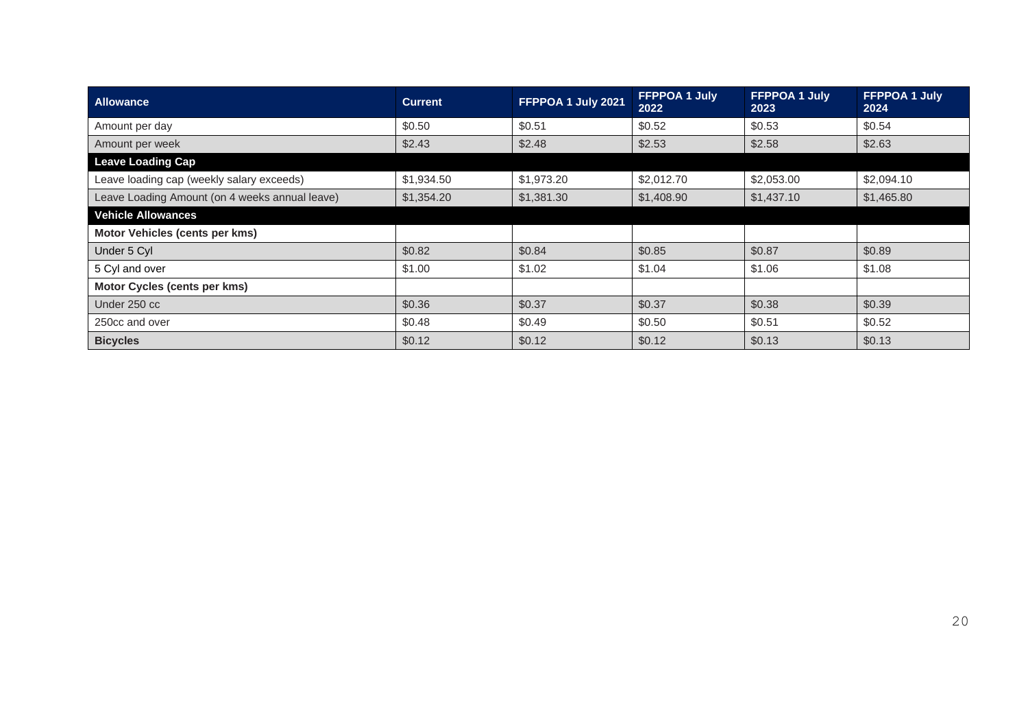| **Allowance** | **Current** | **FFPPOA 1 July 2021** | **FFPPOA 1 July 2022** | **FFPPOA 1 July 2023** | **FFPPOA 1 July 2024** |
|---|---|---|---|---|---|
| Amount per day | $0.50 | $0.51 | $0.52 | $0.53 | $0.54 |
| Amount per week | $2.43 | $2.48 | $2.53 | $2.58 | $2.63 |
| **Leave Loading Cap** | | | | | |
| Leave loading cap (weekly salary exceeds) | $1,934.50 | $1,973.20 | $2,012.70 | $2,053.00 | $2,094.10 |
| Leave Loading Amount (on 4 weeks annual leave) | $1,354.20 | $1,381.30 | $1,408.90 | $1,437.10 | $1,465.80 |
| **Vehicle Allowances** | | | | | |
| **Motor Vehicles (cents per kms)** | | | | | |
| Under 5 Cyl | $0.82 | $0.84 | $0.85 | $0.87 | $0.89 |
| 5 Cyl and over | $1.00 | $1.02 | $1.04 | $1.06 | $1.08 |
| **Motor Cycles (cents per kms)** | | | | | |
| Under 250 cc | $0.36 | $0.37 | $0.37 | $0.38 | $0.39 |
| 250cc and over | $0.48 | $0.49 | $0.50 | $0.51 | $0.52 |
| **Bicycles** | $0.12 | $0.12 | $0.12 | $0.13 | $0.13 |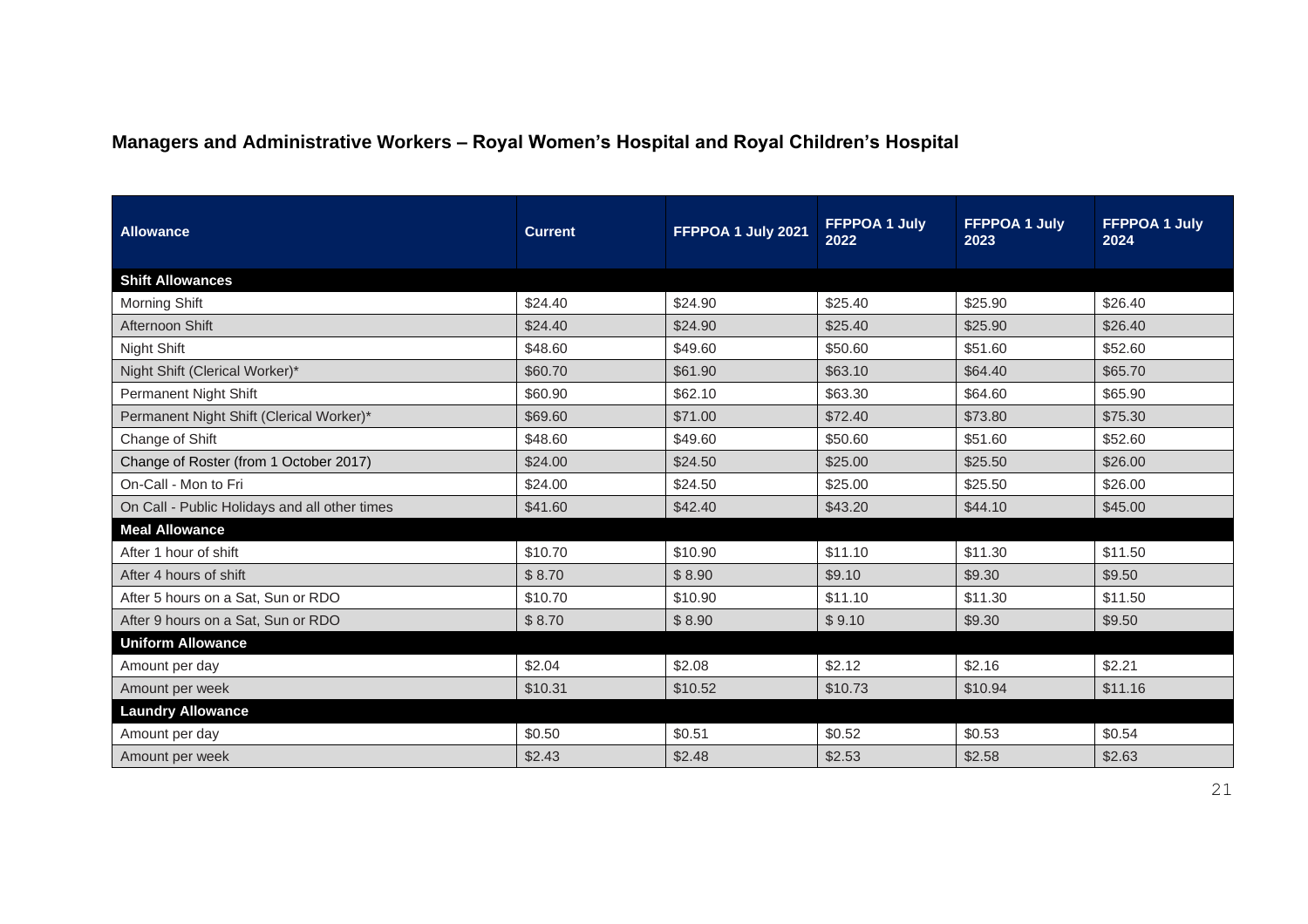## Managers and Administrative Workers – Royal Women's Hospital and Royal Children's Hospital

| Allowance | Current | FFPPOA 1 July 2021 | FFPPOA 1 July 2022 | FFPPOA 1 July 2023 | FFPPOA 1 July 2024 |
|---|---|---|---|---|---|
| **Shift Allowances** | | | | | |
| Morning Shift | $24.40 | $24.90 | $25.40 | $25.90 | $26.40 |
| Afternoon Shift | $24.40 | $24.90 | $25.40 | $25.90 | $26.40 |
| Night Shift | $48.60 | $49.60 | $50.60 | $51.60 | $52.60 |
| Night Shift (Clerical Worker)* | $60.70 | $61.90 | $63.10 | $64.40 | $65.70 |
| Permanent Night Shift | $60.90 | $62.10 | $63.30 | $64.60 | $65.90 |
| Permanent Night Shift (Clerical Worker)* | $69.60 | $71.00 | $72.40 | $73.80 | $75.30 |
| Change of Shift | $48.60 | $49.60 | $50.60 | $51.60 | $52.60 |
| Change of Roster (from 1 October 2017) | $24.00 | $24.50 | $25.00 | $25.50 | $26.00 |
| On-Call - Mon to Fri | $24.00 | $24.50 | $25.00 | $25.50 | $26.00 |
| On Call - Public Holidays and all other times | $41.60 | $42.40 | $43.20 | $44.10 | $45.00 |
| **Meal Allowance** | | | | | |
| After 1 hour of shift | $10.70 | $10.90 | $11.10 | $11.30 | $11.50 |
| After 4 hours of shift | $ 8.70 | $ 8.90 | $9.10 | $9.30 | $9.50 |
| After 5 hours on a Sat, Sun or RDO | $10.70 | $10.90 | $11.10 | $11.30 | $11.50 |
| After 9 hours on a Sat, Sun or RDO | $ 8.70 | $ 8.90 | $ 9.10 | $9.30 | $9.50 |
| **Uniform Allowance** | | | | | |
| Amount per day | $2.04 | $2.08 | $2.12 | $2.16 | $2.21 |
| Amount per week | $10.31 | $10.52 | $10.73 | $10.94 | $11.16 |
| **Laundry Allowance** | | | | | |
| Amount per day | $0.50 | $0.51 | $0.52 | $0.53 | $0.54 |
| Amount per week | $2.43 | $2.48 | $2.53 | $2.58 | $2.63 |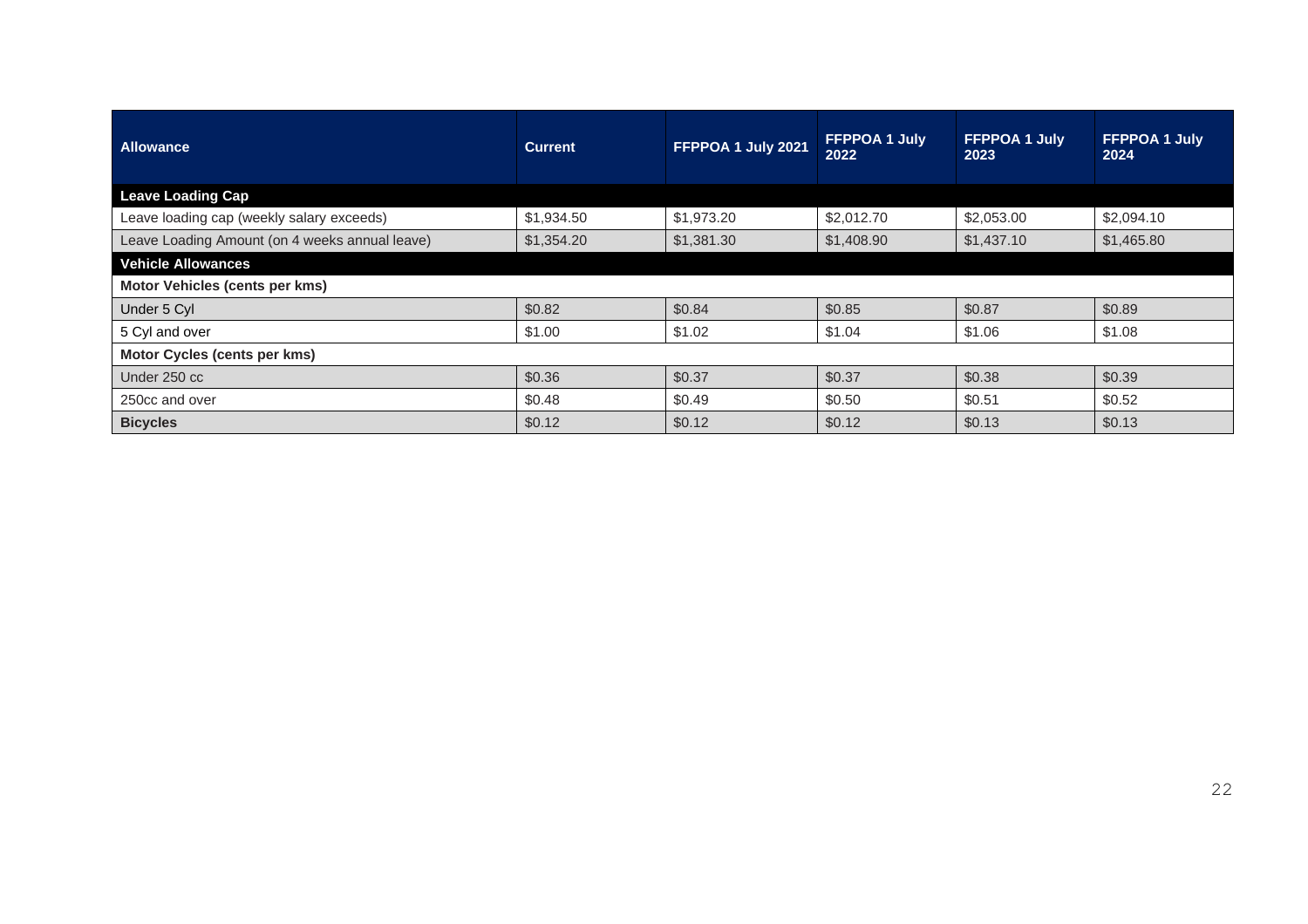| Allowance | Current | FFPPOA 1 July 2021 | FFPPOA 1 July 2022 | FFPPOA 1 July 2023 | FFPPOA 1 July 2024 |
| --- | --- | --- | --- | --- | --- |
| **Leave Loading Cap** | | | | | |
| Leave loading cap (weekly salary exceeds) | $1,934.50 | $1,973.20 | $2,012.70 | $2,053.00 | $2,094.10 |
| Leave Loading Amount (on 4 weeks annual leave) | $1,354.20 | $1,381.30 | $1,408.90 | $1,437.10 | $1,465.80 |
| **Vehicle Allowances** | | | | | |
| **Motor Vehicles (cents per kms)** | | | | | |
| Under 5 Cyl | $0.82 | $0.84 | $0.85 | $0.87 | $0.89 |
| 5 Cyl and over | $1.00 | $1.02 | $1.04 | $1.06 | $1.08 |
| **Motor Cycles (cents per kms)** | | | | | |
| Under 250 cc | $0.36 | $0.37 | $0.37 | $0.38 | $0.39 |
| 250cc and over | $0.48 | $0.49 | $0.50 | $0.51 | $0.52 |
| **Bicycles** | $0.12 | $0.12 | $0.12 | $0.13 | $0.13 |